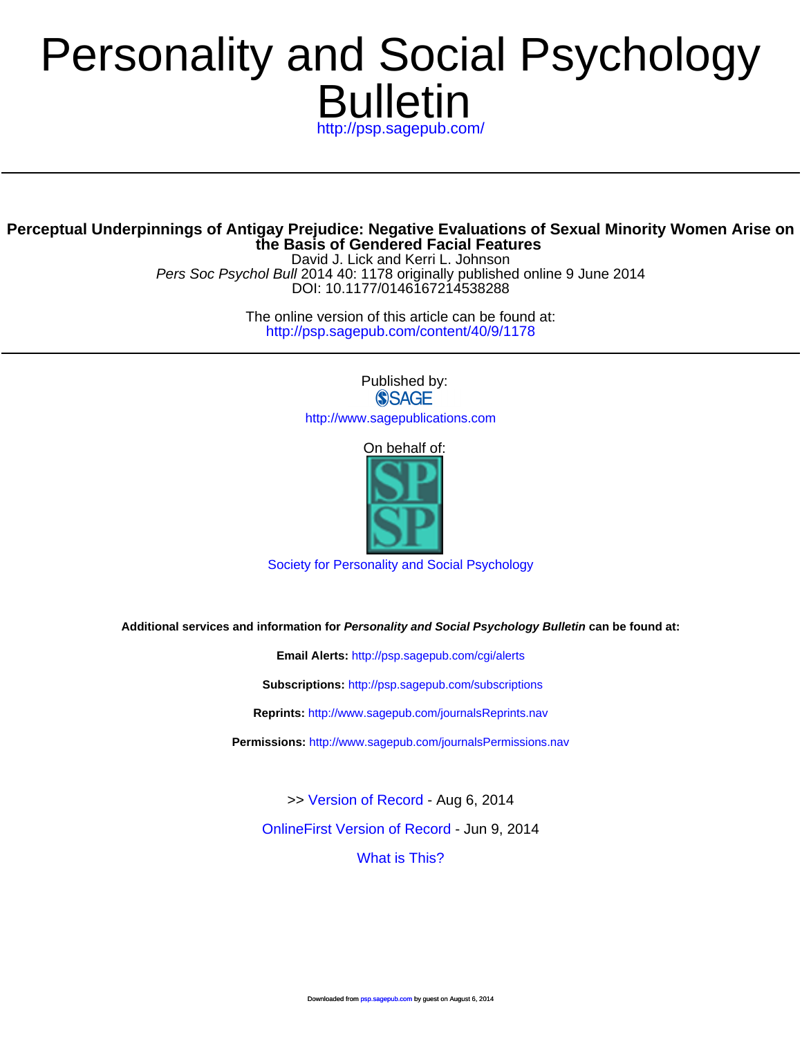# Personality and Social Psychology Bulletin

http://psp.sagepub.com/

## Perceptual Underpinnings of Antigay Prejudice: Negative Evaluations of Sexual Minority Women Arise on the Basis of Gendered Facial Features

David J. Lick and Kerri L. Johnson

*Pers Soc Psychol Bull* 2014 40: 1178 originally published online 9 June 2014

DOI: 10.1177/0146167214538288

The online version of this article can be found at:

http://psp.sagepub.com/content/40/9/1178

Published by:

SAGE

http://www.sagepublications.com

On behalf of:

Society for Personality and Social Psychology

**Additional services and information for *Personality and Social Psychology Bulletin* can be found at:**

**Email Alerts:** http://psp.sagepub.com/cgi/alerts

**Subscriptions:** http://psp.sagepub.com/subscriptions

**Reprints:** http://www.sagepub.com/journalsReprints.nav

**Permissions:** http://www.sagepub.com/journalsPermissions.nav

>> Version of Record - Aug 6, 2014

OnlineFirst Version of Record - Jun 9, 2014

What is This?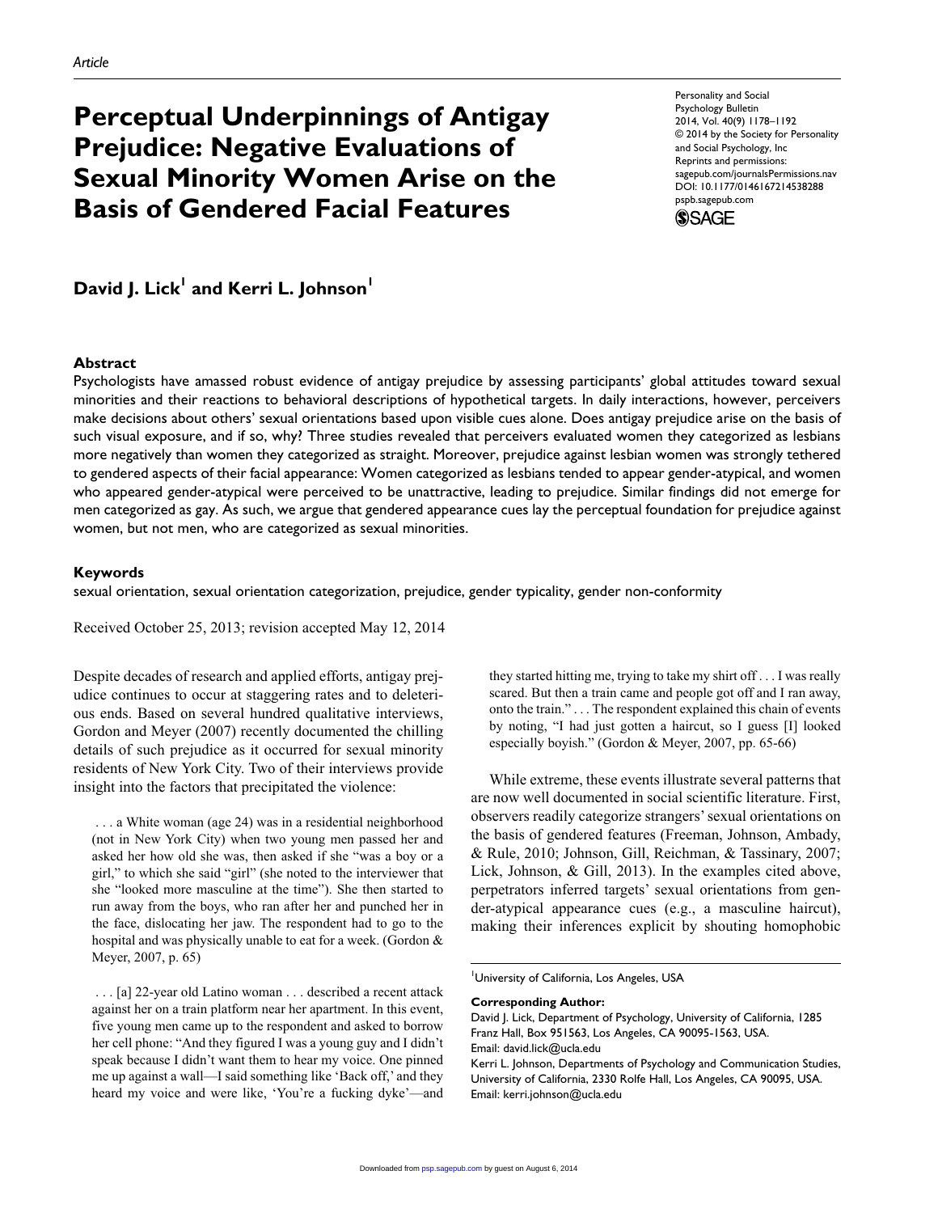*Article*

# Perceptual Underpinnings of Antigay Prejudice: Negative Evaluations of Sexual Minority Women Arise on the Basis of Gendered Facial Features

Personality and Social Psychology Bulletin
2014, Vol. 40(9) 1178–1192
© 2014 by the Society for Personality and Social Psychology, Inc
Reprints and permissions: sagepub.com/journalsPermissions.nav
DOI: 10.1177/0146167214538288
pspb.sagepub.com

**David J. Lick[1] and Kerri L. Johnson[1]**

## Abstract

Psychologists have amassed robust evidence of antigay prejudice by assessing participants' global attitudes toward sexual minorities and their reactions to behavioral descriptions of hypothetical targets. In daily interactions, however, perceivers make decisions about others' sexual orientations based upon visible cues alone. Does antigay prejudice arise on the basis of such visual exposure, and if so, why? Three studies revealed that perceivers evaluated women they categorized as lesbians more negatively than women they categorized as straight. Moreover, prejudice against lesbian women was strongly tethered to gendered aspects of their facial appearance: Women categorized as lesbians tended to appear gender-atypical, and women who appeared gender-atypical were perceived to be unattractive, leading to prejudice. Similar findings did not emerge for men categorized as gay. As such, we argue that gendered appearance cues lay the perceptual foundation for prejudice against women, but not men, who are categorized as sexual minorities.

### Keywords

sexual orientation, sexual orientation categorization, prejudice, gender typicality, gender non-conformity

Received October 25, 2013; revision accepted May 12, 2014

Despite decades of research and applied efforts, antigay prejudice continues to occur at staggering rates and to deleterious ends. Based on several hundred qualitative interviews, Gordon and Meyer (2007) recently documented the chilling details of such prejudice as it occurred for sexual minority residents of New York City. Two of their interviews provide insight into the factors that precipitated the violence:

> . . . a White woman (age 24) was in a residential neighborhood (not in New York City) when two young men passed her and asked her how old she was, then asked if she "was a boy or a girl," to which she said "girl" (she noted to the interviewer that she "looked more masculine at the time"). She then started to run away from the boys, who ran after her and punched her in the face, dislocating her jaw. The respondent had to go to the hospital and was physically unable to eat for a week. (Gordon & Meyer, 2007, p. 65)

> . . . [a] 22-year old Latino woman . . . described a recent attack against her on a train platform near her apartment. In this event, five young men came up to the respondent and asked to borrow her cell phone: "And they figured I was a young guy and I didn't speak because I didn't want them to hear my voice. One pinned me up against a wall—I said something like 'Back off,' and they heard my voice and were like, 'You're a fucking dyke'—and they started hitting me, trying to take my shirt off . . . I was really scared. But then a train came and people got off and I ran away, onto the train." . . . The respondent explained this chain of events by noting, "I had just gotten a haircut, so I guess [I] looked especially boyish." (Gordon & Meyer, 2007, pp. 65-66)

While extreme, these events illustrate several patterns that are now well documented in social scientific literature. First, observers readily categorize strangers' sexual orientations on the basis of gendered features (Freeman, Johnson, Ambady, & Rule, 2010; Johnson, Gill, Reichman, & Tassinary, 2007; Lick, Johnson, & Gill, 2013). In the examples cited above, perpetrators inferred targets' sexual orientations from gender-atypical appearance cues (e.g., a masculine haircut), making their inferences explicit by shouting homophobic

[1] University of California, Los Angeles, USA

**Corresponding Author:**
David J. Lick, Department of Psychology, University of California, 1285 Franz Hall, Box 951563, Los Angeles, CA 90095-1563, USA.
Email: david.lick@ucla.edu
Kerri L. Johnson, Departments of Psychology and Communication Studies, University of California, 2330 Rolfe Hall, Los Angeles, CA 90095, USA.
Email: kerri.johnson@ucla.edu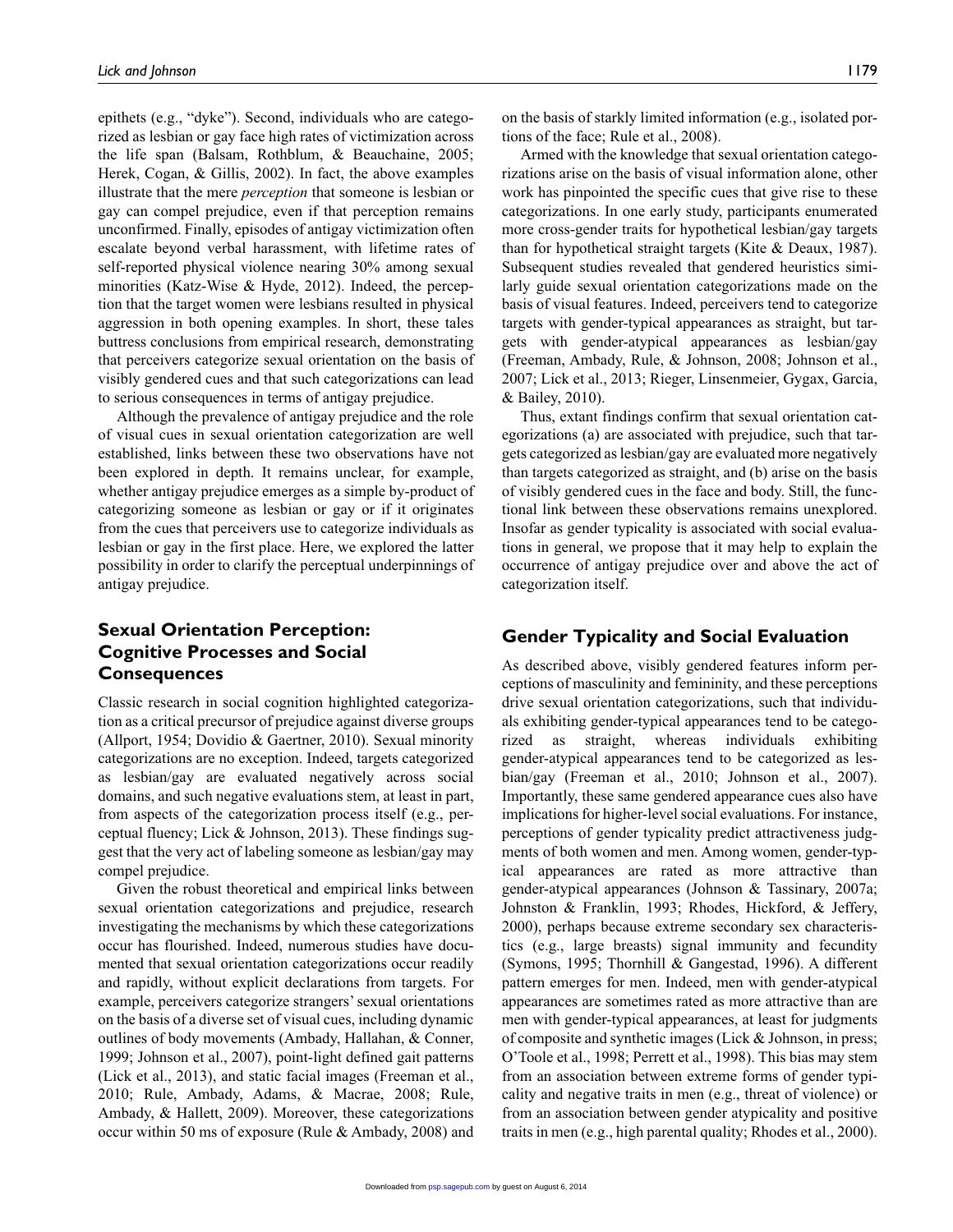epithets (e.g., "dyke"). Second, individuals who are categorized as lesbian or gay face high rates of victimization across the life span (Balsam, Rothblum, & Beauchaine, 2005; Herek, Cogan, & Gillis, 2002). In fact, the above examples illustrate that the mere *perception* that someone is lesbian or gay can compel prejudice, even if that perception remains unconfirmed. Finally, episodes of antigay victimization often escalate beyond verbal harassment, with lifetime rates of self-reported physical violence nearing 30% among sexual minorities (Katz-Wise & Hyde, 2012). Indeed, the perception that the target women were lesbians resulted in physical aggression in both opening examples. In short, these tales buttress conclusions from empirical research, demonstrating that perceivers categorize sexual orientation on the basis of visibly gendered cues and that such categorizations can lead to serious consequences in terms of antigay prejudice.

Although the prevalence of antigay prejudice and the role of visual cues in sexual orientation categorization are well established, links between these two observations have not been explored in depth. It remains unclear, for example, whether antigay prejudice emerges as a simple by-product of categorizing someone as lesbian or gay or if it originates from the cues that perceivers use to categorize individuals as lesbian or gay in the first place. Here, we explored the latter possibility in order to clarify the perceptual underpinnings of antigay prejudice.

## Sexual Orientation Perception: Cognitive Processes and Social Consequences

Classic research in social cognition highlighted categorization as a critical precursor of prejudice against diverse groups (Allport, 1954; Dovidio & Gaertner, 2010). Sexual minority categorizations are no exception. Indeed, targets categorized as lesbian/gay are evaluated negatively across social domains, and such negative evaluations stem, at least in part, from aspects of the categorization process itself (e.g., perceptual fluency; Lick & Johnson, 2013). These findings suggest that the very act of labeling someone as lesbian/gay may compel prejudice.

Given the robust theoretical and empirical links between sexual orientation categorizations and prejudice, research investigating the mechanisms by which these categorizations occur has flourished. Indeed, numerous studies have documented that sexual orientation categorizations occur readily and rapidly, without explicit declarations from targets. For example, perceivers categorize strangers' sexual orientations on the basis of a diverse set of visual cues, including dynamic outlines of body movements (Ambady, Hallahan, & Conner, 1999; Johnson et al., 2007), point-light defined gait patterns (Lick et al., 2013), and static facial images (Freeman et al., 2010; Rule, Ambady, Adams, & Macrae, 2008; Rule, Ambady, & Hallett, 2009). Moreover, these categorizations occur within 50 ms of exposure (Rule & Ambady, 2008) and on the basis of starkly limited information (e.g., isolated portions of the face; Rule et al., 2008).

Armed with the knowledge that sexual orientation categorizations arise on the basis of visual information alone, other work has pinpointed the specific cues that give rise to these categorizations. In one early study, participants enumerated more cross-gender traits for hypothetical lesbian/gay targets than for hypothetical straight targets (Kite & Deaux, 1987). Subsequent studies revealed that gendered heuristics similarly guide sexual orientation categorizations made on the basis of visual features. Indeed, perceivers tend to categorize targets with gender-typical appearances as straight, but targets with gender-atypical appearances as lesbian/gay (Freeman, Ambady, Rule, & Johnson, 2008; Johnson et al., 2007; Lick et al., 2013; Rieger, Linsenmeier, Gygax, Garcia, & Bailey, 2010).

Thus, extant findings confirm that sexual orientation categorizations (a) are associated with prejudice, such that targets categorized as lesbian/gay are evaluated more negatively than targets categorized as straight, and (b) arise on the basis of visibly gendered cues in the face and body. Still, the functional link between these observations remains unexplored. Insofar as gender typicality is associated with social evaluations in general, we propose that it may help to explain the occurrence of antigay prejudice over and above the act of categorization itself.

## Gender Typicality and Social Evaluation

As described above, visibly gendered features inform perceptions of masculinity and femininity, and these perceptions drive sexual orientation categorizations, such that individuals exhibiting gender-typical appearances tend to be categorized as straight, whereas individuals exhibiting gender-atypical appearances tend to be categorized as lesbian/gay (Freeman et al., 2010; Johnson et al., 2007). Importantly, these same gendered appearance cues also have implications for higher-level social evaluations. For instance, perceptions of gender typicality predict attractiveness judgments of both women and men. Among women, gender-typical appearances are rated as more attractive than gender-atypical appearances (Johnson & Tassinary, 2007a; Johnston & Franklin, 1993; Rhodes, Hickford, & Jeffery, 2000), perhaps because extreme secondary sex characteristics (e.g., large breasts) signal immunity and fecundity (Symons, 1995; Thornhill & Gangestad, 1996). A different pattern emerges for men. Indeed, men with gender-atypical appearances are sometimes rated as more attractive than are men with gender-typical appearances, at least for judgments of composite and synthetic images (Lick & Johnson, in press; O'Toole et al., 1998; Perrett et al., 1998). This bias may stem from an association between extreme forms of gender typicality and negative traits in men (e.g., threat of violence) or from an association between gender atypicality and positive traits in men (e.g., high parental quality; Rhodes et al., 2000).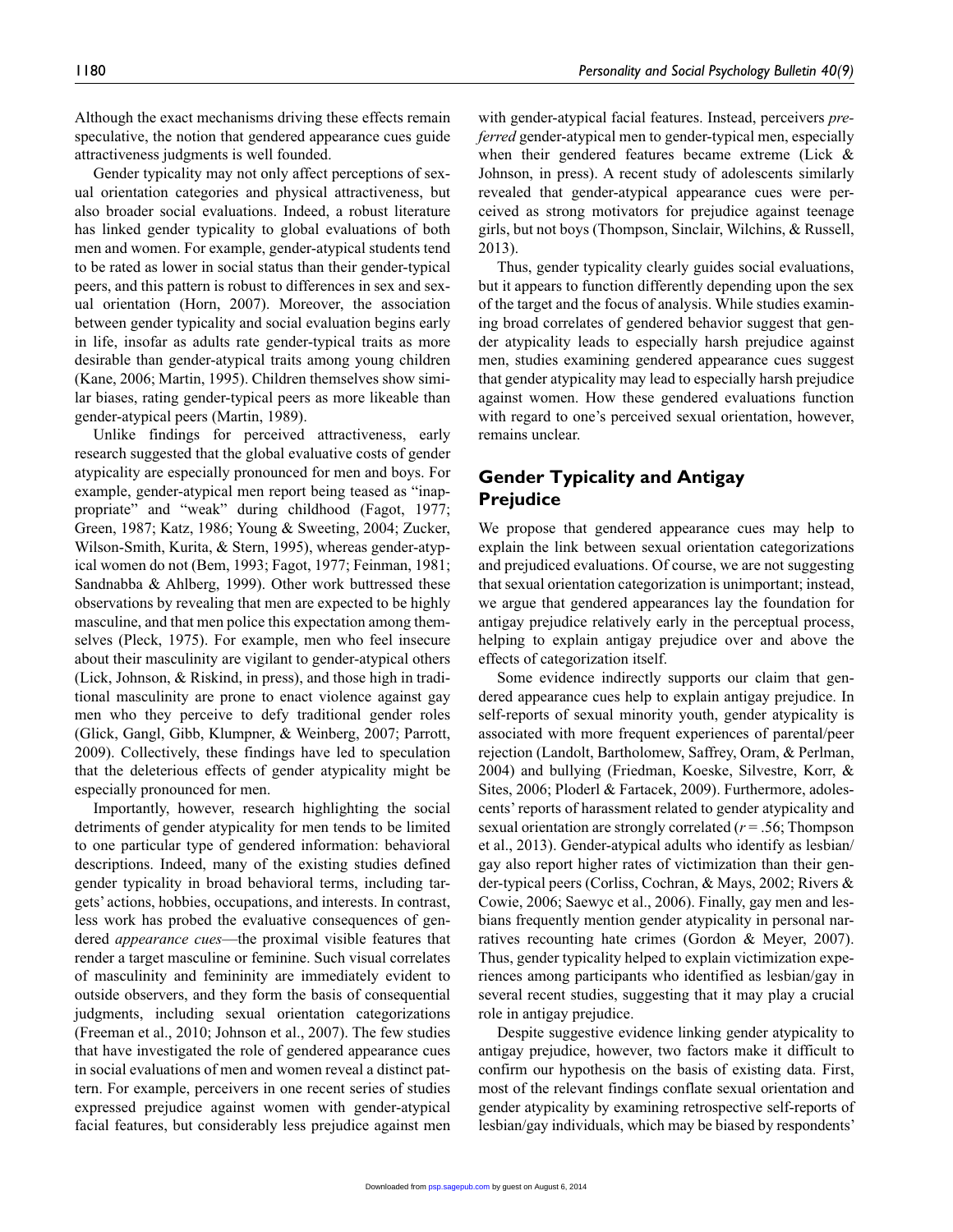Although the exact mechanisms driving these effects remain speculative, the notion that gendered appearance cues guide attractiveness judgments is well founded.

Gender typicality may not only affect perceptions of sexual orientation categories and physical attractiveness, but also broader social evaluations. Indeed, a robust literature has linked gender typicality to global evaluations of both men and women. For example, gender-atypical students tend to be rated as lower in social status than their gender-typical peers, and this pattern is robust to differences in sex and sexual orientation (Horn, 2007). Moreover, the association between gender typicality and social evaluation begins early in life, insofar as adults rate gender-typical traits as more desirable than gender-atypical traits among young children (Kane, 2006; Martin, 1995). Children themselves show similar biases, rating gender-typical peers as more likeable than gender-atypical peers (Martin, 1989).

Unlike findings for perceived attractiveness, early research suggested that the global evaluative costs of gender atypicality are especially pronounced for men and boys. For example, gender-atypical men report being teased as "inappropriate" and "weak" during childhood (Fagot, 1977; Green, 1987; Katz, 1986; Young & Sweeting, 2004; Zucker, Wilson-Smith, Kurita, & Stern, 1995), whereas gender-atypical women do not (Bem, 1993; Fagot, 1977; Feinman, 1981; Sandnabba & Ahlberg, 1999). Other work buttressed these observations by revealing that men are expected to be highly masculine, and that men police this expectation among themselves (Pleck, 1975). For example, men who feel insecure about their masculinity are vigilant to gender-atypical others (Lick, Johnson, & Riskind, in press), and those high in traditional masculinity are prone to enact violence against gay men who they perceive to defy traditional gender roles (Glick, Gangl, Gibb, Klumpner, & Weinberg, 2007; Parrott, 2009). Collectively, these findings have led to speculation that the deleterious effects of gender atypicality might be especially pronounced for men.

Importantly, however, research highlighting the social detriments of gender atypicality for men tends to be limited to one particular type of gendered information: behavioral descriptions. Indeed, many of the existing studies defined gender typicality in broad behavioral terms, including targets' actions, hobbies, occupations, and interests. In contrast, less work has probed the evaluative consequences of gendered *appearance cues*—the proximal visible features that render a target masculine or feminine. Such visual correlates of masculinity and femininity are immediately evident to outside observers, and they form the basis of consequential judgments, including sexual orientation categorizations (Freeman et al., 2010; Johnson et al., 2007). The few studies that have investigated the role of gendered appearance cues in social evaluations of men and women reveal a distinct pattern. For example, perceivers in one recent series of studies expressed prejudice against women with gender-atypical facial features, but considerably less prejudice against men with gender-atypical facial features. Instead, perceivers *preferred* gender-atypical men to gender-typical men, especially when their gendered features became extreme (Lick & Johnson, in press). A recent study of adolescents similarly revealed that gender-atypical appearance cues were perceived as strong motivators for prejudice against teenage girls, but not boys (Thompson, Sinclair, Wilchins, & Russell, 2013).

Thus, gender typicality clearly guides social evaluations, but it appears to function differently depending upon the sex of the target and the focus of analysis. While studies examining broad correlates of gendered behavior suggest that gender atypicality leads to especially harsh prejudice against men, studies examining gendered appearance cues suggest that gender atypicality may lead to especially harsh prejudice against women. How these gendered evaluations function with regard to one's perceived sexual orientation, however, remains unclear.

## Gender Typicality and Antigay Prejudice

We propose that gendered appearance cues may help to explain the link between sexual orientation categorizations and prejudiced evaluations. Of course, we are not suggesting that sexual orientation categorization is unimportant; instead, we argue that gendered appearances lay the foundation for antigay prejudice relatively early in the perceptual process, helping to explain antigay prejudice over and above the effects of categorization itself.

Some evidence indirectly supports our claim that gendered appearance cues help to explain antigay prejudice. In self-reports of sexual minority youth, gender atypicality is associated with more frequent experiences of parental/peer rejection (Landolt, Bartholomew, Saffrey, Oram, & Perlman, 2004) and bullying (Friedman, Koeske, Silvestre, Korr, & Sites, 2006; Ploderl & Fartacek, 2009). Furthermore, adolescents' reports of harassment related to gender atypicality and sexual orientation are strongly correlated ($r = .56$; Thompson et al., 2013). Gender-atypical adults who identify as lesbian/gay also report higher rates of victimization than their gender-typical peers (Corliss, Cochran, & Mays, 2002; Rivers & Cowie, 2006; Saewyc et al., 2006). Finally, gay men and lesbians frequently mention gender atypicality in personal narratives recounting hate crimes (Gordon & Meyer, 2007). Thus, gender typicality helped to explain victimization experiences among participants who identified as lesbian/gay in several recent studies, suggesting that it may play a crucial role in antigay prejudice.

Despite suggestive evidence linking gender atypicality to antigay prejudice, however, two factors make it difficult to confirm our hypothesis on the basis of existing data. First, most of the relevant findings conflate sexual orientation and gender atypicality by examining retrospective self-reports of lesbian/gay individuals, which may be biased by respondents'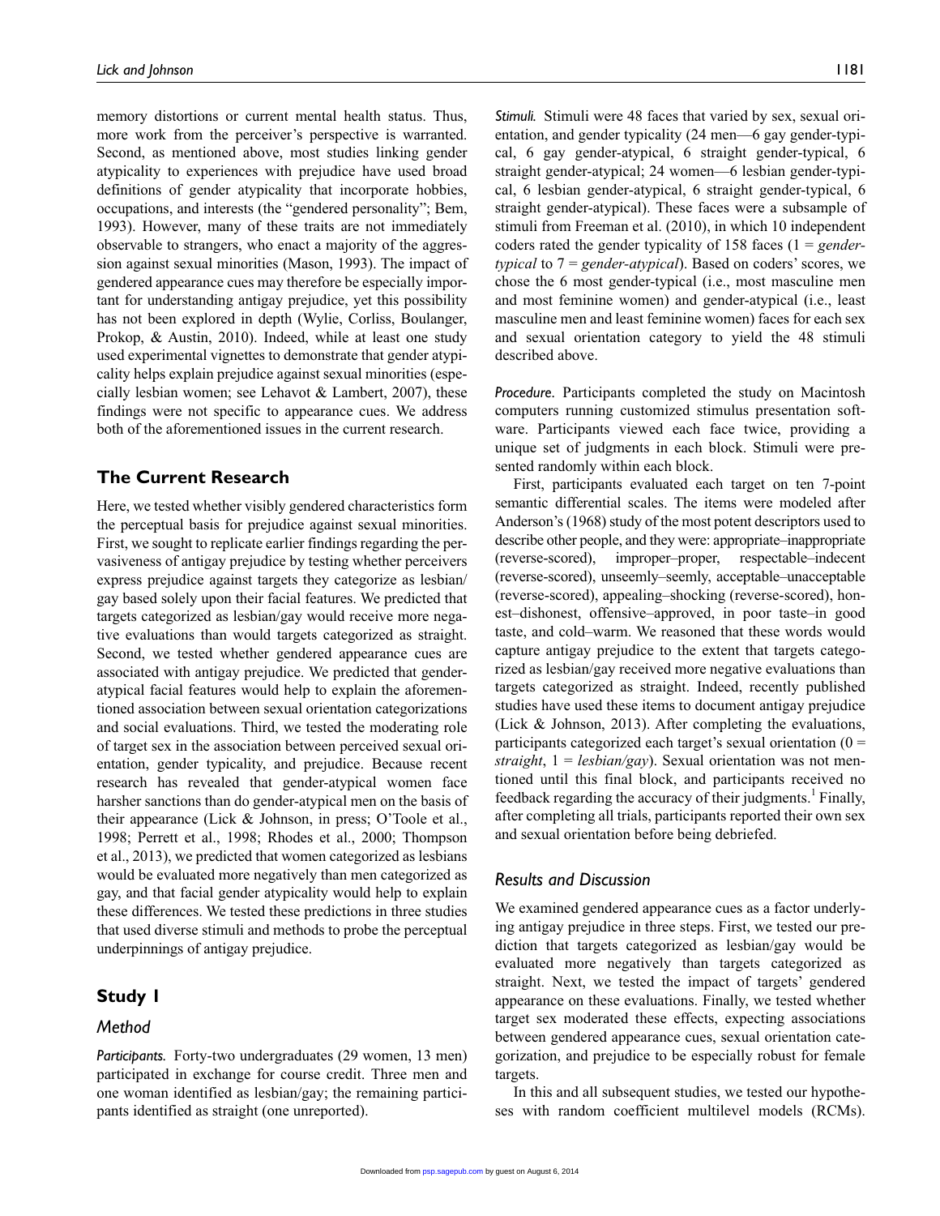memory distortions or current mental health status. Thus, more work from the perceiver's perspective is warranted. Second, as mentioned above, most studies linking gender atypicality to experiences with prejudice have used broad definitions of gender atypicality that incorporate hobbies, occupations, and interests (the "gendered personality"; Bem, 1993). However, many of these traits are not immediately observable to strangers, who enact a majority of the aggression against sexual minorities (Mason, 1993). The impact of gendered appearance cues may therefore be especially important for understanding antigay prejudice, yet this possibility has not been explored in depth (Wylie, Corliss, Boulanger, Prokop, & Austin, 2010). Indeed, while at least one study used experimental vignettes to demonstrate that gender atypicality helps explain prejudice against sexual minorities (especially lesbian women; see Lehavot & Lambert, 2007), these findings were not specific to appearance cues. We address both of the aforementioned issues in the current research.

## The Current Research

Here, we tested whether visibly gendered characteristics form the perceptual basis for prejudice against sexual minorities. First, we sought to replicate earlier findings regarding the pervasiveness of antigay prejudice by testing whether perceivers express prejudice against targets they categorize as lesbian/gay based solely upon their facial features. We predicted that targets categorized as lesbian/gay would receive more negative evaluations than would targets categorized as straight. Second, we tested whether gendered appearance cues are associated with antigay prejudice. We predicted that gender-atypical facial features would help to explain the aforementioned association between sexual orientation categorizations and social evaluations. Third, we tested the moderating role of target sex in the association between perceived sexual orientation, gender typicality, and prejudice. Because recent research has revealed that gender-atypical women face harsher sanctions than do gender-atypical men on the basis of their appearance (Lick & Johnson, in press; O'Toole et al., 1998; Perrett et al., 1998; Rhodes et al., 2000; Thompson et al., 2013), we predicted that women categorized as lesbians would be evaluated more negatively than men categorized as gay, and that facial gender atypicality would help to explain these differences. We tested these predictions in three studies that used diverse stimuli and methods to probe the perceptual underpinnings of antigay prejudice.

## Study 1

### Method

*Participants.* Forty-two undergraduates (29 women, 13 men) participated in exchange for course credit. Three men and one woman identified as lesbian/gay; the remaining participants identified as straight (one unreported).

*Stimuli.* Stimuli were 48 faces that varied by sex, sexual orientation, and gender typicality (24 men—6 gay gender-typical, 6 gay gender-atypical, 6 straight gender-typical, 6 straight gender-atypical; 24 women—6 lesbian gender-typical, 6 lesbian gender-atypical, 6 straight gender-typical, 6 straight gender-atypical). These faces were a subsample of stimuli from Freeman et al. (2010), in which 10 independent coders rated the gender typicality of 158 faces (1 = *gender-typical* to 7 = *gender-atypical*). Based on coders' scores, we chose the 6 most gender-typical (i.e., most masculine men and most feminine women) and gender-atypical (i.e., least masculine men and least feminine women) faces for each sex and sexual orientation category to yield the 48 stimuli described above.

*Procedure.* Participants completed the study on Macintosh computers running customized stimulus presentation software. Participants viewed each face twice, providing a unique set of judgments in each block. Stimuli were presented randomly within each block.

First, participants evaluated each target on ten 7-point semantic differential scales. The items were modeled after Anderson's (1968) study of the most potent descriptors used to describe other people, and they were: appropriate–inappropriate (reverse-scored), improper–proper, respectable–indecent (reverse-scored), unseemly–seemly, acceptable–unacceptable (reverse-scored), appealing–shocking (reverse-scored), honest–dishonest, offensive–approved, in poor taste–in good taste, and cold–warm. We reasoned that these words would capture antigay prejudice to the extent that targets categorized as lesbian/gay received more negative evaluations than targets categorized as straight. Indeed, recently published studies have used these items to document antigay prejudice (Lick & Johnson, 2013). After completing the evaluations, participants categorized each target's sexual orientation (0 = *straight*, 1 = *lesbian/gay*). Sexual orientation was not mentioned until this final block, and participants received no feedback regarding the accuracy of their judgments.[1] Finally, after completing all trials, participants reported their own sex and sexual orientation before being debriefed.

### Results and Discussion

We examined gendered appearance cues as a factor underlying antigay prejudice in three steps. First, we tested our prediction that targets categorized as lesbian/gay would be evaluated more negatively than targets categorized as straight. Next, we tested the impact of targets' gendered appearance on these evaluations. Finally, we tested whether target sex moderated these effects, expecting associations between gendered appearance cues, sexual orientation categorization, and prejudice to be especially robust for female targets.

In this and all subsequent studies, we tested our hypotheses with random coefficient multilevel models (RCMs).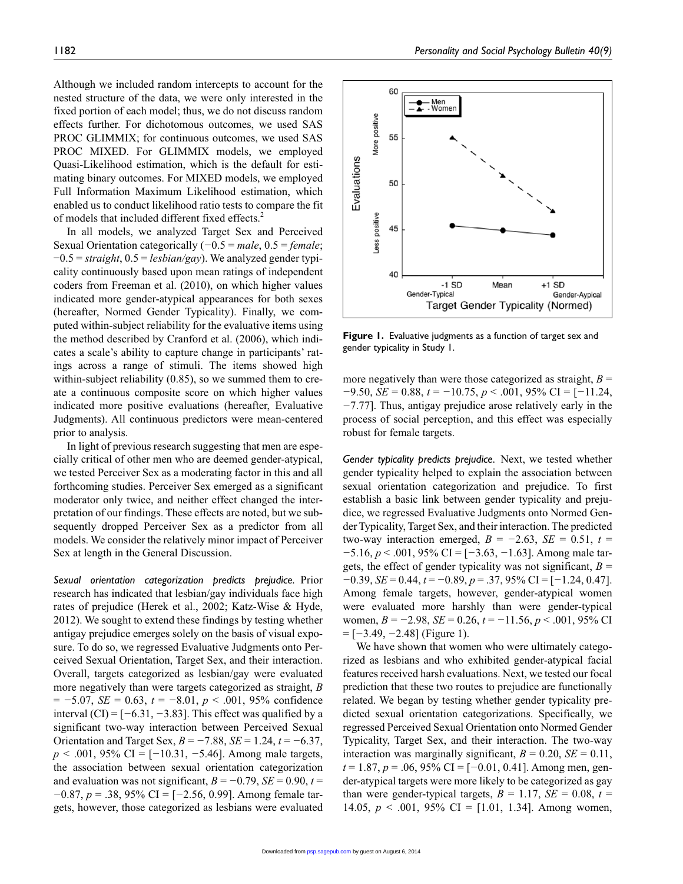Although we included random intercepts to account for the nested structure of the data, we were only interested in the fixed portion of each model; thus, we do not discuss random effects further. For dichotomous outcomes, we used SAS PROC GLIMMIX; for continuous outcomes, we used SAS PROC MIXED. For GLIMMIX models, we employed Quasi-Likelihood estimation, which is the default for estimating binary outcomes. For MIXED models, we employed Full Information Maximum Likelihood estimation, which enabled us to conduct likelihood ratio tests to compare the fit of models that included different fixed effects.[2]

In all models, we analyzed Target Sex and Perceived Sexual Orientation categorically (−0.5 = *male*, 0.5 = *female*; −0.5 = *straight*, 0.5 = *lesbian/gay*). We analyzed gender typicality continuously based upon mean ratings of independent coders from Freeman et al. (2010), on which higher values indicated more gender-atypical appearances for both sexes (hereafter, Normed Gender Typicality). Finally, we computed within-subject reliability for the evaluative items using the method described by Cranford et al. (2006), which indicates a scale's ability to capture change in participants' ratings across a range of stimuli. The items showed high within-subject reliability (0.85), so we summed them to create a continuous composite score on which higher values indicated more positive evaluations (hereafter, Evaluative Judgments). All continuous predictors were mean-centered prior to analysis.

In light of previous research suggesting that men are especially critical of other men who are deemed gender-atypical, we tested Perceiver Sex as a moderating factor in this and all forthcoming studies. Perceiver Sex emerged as a significant moderator only twice, and neither effect changed the interpretation of our findings. These effects are noted, but we subsequently dropped Perceiver Sex as a predictor from all models. We consider the relatively minor impact of Perceiver Sex at length in the General Discussion.

*Sexual orientation categorization predicts prejudice.* Prior research has indicated that lesbian/gay individuals face high rates of prejudice (Herek et al., 2002; Katz-Wise & Hyde, 2012). We sought to extend these findings by testing whether antigay prejudice emerges solely on the basis of visual exposure. To do so, we regressed Evaluative Judgments onto Perceived Sexual Orientation, Target Sex, and their interaction. Overall, targets categorized as lesbian/gay were evaluated more negatively than were targets categorized as straight, $B = -5.07$, $SE = 0.63$, $t = -8.01$, $p < .001$, 95% confidence interval (CI) = [−6.31, −3.83]. This effect was qualified by a significant two-way interaction between Perceived Sexual Orientation and Target Sex, $B = -7.88$, $SE = 1.24$, $t = -6.37$, $p < .001$, 95% CI = [−10.31, −5.46]. Among male targets, the association between sexual orientation categorization and evaluation was not significant, $B = -0.79$, $SE = 0.90$, $t = -0.87$, $p = .38$, 95% CI = [−2.56, 0.99]. Among female targets, however, those categorized as lesbians were evaluated more negatively than were those categorized as straight, $B = -9.50$, $SE = 0.88$, $t = -10.75$, $p < .001$, 95% CI = [−11.24, −7.77]. Thus, antigay prejudice arose relatively early in the process of social perception, and this effect was especially robust for female targets.

Figure 1. Evaluative judgments as a function of target sex and gender typicality in Study 1.

*Gender typicality predicts prejudice.* Next, we tested whether gender typicality helped to explain the association between sexual orientation categorization and prejudice. To first establish a basic link between gender typicality and prejudice, we regressed Evaluative Judgments onto Normed Gender Typicality, Target Sex, and their interaction. The predicted two-way interaction emerged, $B = -2.63$, $SE = 0.51$, $t = -5.16$, $p < .001$, 95% CI = [−3.63, −1.63]. Among male targets, the effect of gender typicality was not significant, $B = -0.39$, $SE = 0.44$, $t = -0.89$, $p = .37$, 95% CI = [−1.24, 0.47]. Among female targets, however, gender-atypical women were evaluated more harshly than were gender-typical women, $B = -2.98$, $SE = 0.26$, $t = -11.56$, $p < .001$, 95% CI = [−3.49, −2.48] (Figure 1).

We have shown that women who were ultimately categorized as lesbians and who exhibited gender-atypical facial features received harsh evaluations. Next, we tested our focal prediction that these two routes to prejudice are functionally related. We began by testing whether gender typicality predicted sexual orientation categorizations. Specifically, we regressed Perceived Sexual Orientation onto Normed Gender Typicality, Target Sex, and their interaction. The two-way interaction was marginally significant, $B = 0.20$, $SE = 0.11$, $t = 1.87$, $p = .06$, 95% CI = [−0.01, 0.41]. Among men, gender-atypical targets were more likely to be categorized as gay than were gender-typical targets, $B = 1.17$, $SE = 0.08$, $t = 14.05$, $p < .001$, 95% CI = [1.01, 1.34]. Among women,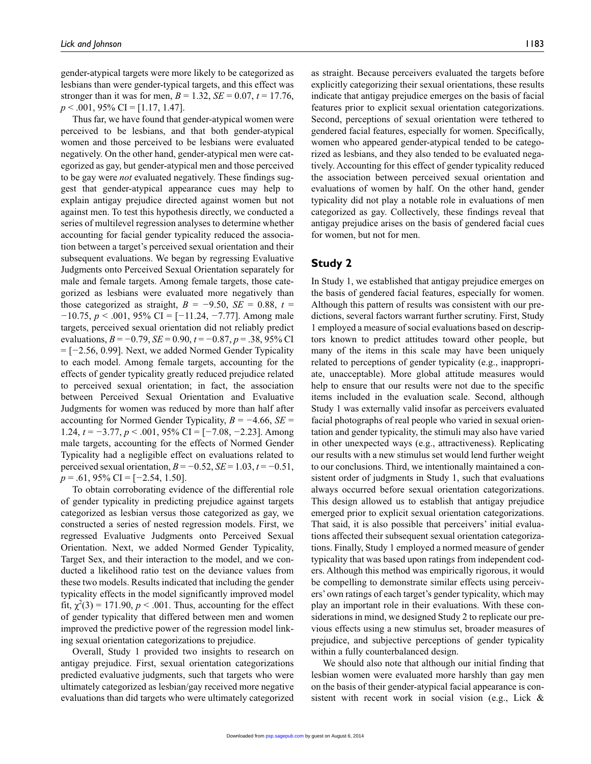gender-atypical targets were more likely to be categorized as lesbians than were gender-typical targets, and this effect was stronger than it was for men, $B = 1.32$, $SE = 0.07$, $t = 17.76$, $p < .001$, 95% CI = [1.17, 1.47].

Thus far, we have found that gender-atypical women were perceived to be lesbians, and that both gender-atypical women and those perceived to be lesbians were evaluated negatively. On the other hand, gender-atypical men were categorized as gay, but gender-atypical men and those perceived to be gay were *not* evaluated negatively. These findings suggest that gender-atypical appearance cues may help to explain antigay prejudice directed against women but not against men. To test this hypothesis directly, we conducted a series of multilevel regression analyses to determine whether accounting for facial gender typicality reduced the association between a target's perceived sexual orientation and their subsequent evaluations. We began by regressing Evaluative Judgments onto Perceived Sexual Orientation separately for male and female targets. Among female targets, those categorized as lesbians were evaluated more negatively than those categorized as straight, $B = -9.50$, $SE = 0.88$, $t = -10.75$, $p < .001$, 95% CI = [−11.24, −7.77]. Among male targets, perceived sexual orientation did not reliably predict evaluations, $B = -0.79$, $SE = 0.90$, $t = -0.87$, $p = .38$, 95% CI = [−2.56, 0.99]. Next, we added Normed Gender Typicality to each model. Among female targets, accounting for the effects of gender typicality greatly reduced prejudice related to perceived sexual orientation; in fact, the association between Perceived Sexual Orientation and Evaluative Judgments for women was reduced by more than half after accounting for Normed Gender Typicality, $B = -4.66$, $SE = 1.24$, $t = -3.77$, $p < .001$, 95% CI = [−7.08, −2.23]. Among male targets, accounting for the effects of Normed Gender Typicality had a negligible effect on evaluations related to perceived sexual orientation, $B = -0.52$, $SE = 1.03$, $t = -0.51$, $p = .61$, 95% CI = [−2.54, 1.50].

To obtain corroborating evidence of the differential role of gender typicality in predicting prejudice against targets categorized as lesbian versus those categorized as gay, we constructed a series of nested regression models. First, we regressed Evaluative Judgments onto Perceived Sexual Orientation. Next, we added Normed Gender Typicality, Target Sex, and their interaction to the model, and we conducted a likelihood ratio test on the deviance values from these two models. Results indicated that including the gender typicality effects in the model significantly improved model fit, $\chi^2(3) = 171.90$, $p < .001$. Thus, accounting for the effect of gender typicality that differed between men and women improved the predictive power of the regression model linking sexual orientation categorizations to prejudice.

Overall, Study 1 provided two insights to research on antigay prejudice. First, sexual orientation categorizations predicted evaluative judgments, such that targets who were ultimately categorized as lesbian/gay received more negative evaluations than did targets who were ultimately categorized as straight. Because perceivers evaluated the targets before explicitly categorizing their sexual orientations, these results indicate that antigay prejudice emerges on the basis of facial features prior to explicit sexual orientation categorizations. Second, perceptions of sexual orientation were tethered to gendered facial features, especially for women. Specifically, women who appeared gender-atypical tended to be categorized as lesbians, and they also tended to be evaluated negatively. Accounting for this effect of gender typicality reduced the association between perceived sexual orientation and evaluations of women by half. On the other hand, gender typicality did not play a notable role in evaluations of men categorized as gay. Collectively, these findings reveal that antigay prejudice arises on the basis of gendered facial cues for women, but not for men.

## Study 2

In Study 1, we established that antigay prejudice emerges on the basis of gendered facial features, especially for women. Although this pattern of results was consistent with our predictions, several factors warrant further scrutiny. First, Study 1 employed a measure of social evaluations based on descriptors known to predict attitudes toward other people, but many of the items in this scale may have been uniquely related to perceptions of gender typicality (e.g., inappropriate, unacceptable). More global attitude measures would help to ensure that our results were not due to the specific items included in the evaluation scale. Second, although Study 1 was externally valid insofar as perceivers evaluated facial photographs of real people who varied in sexual orientation and gender typicality, the stimuli may also have varied in other unexpected ways (e.g., attractiveness). Replicating our results with a new stimulus set would lend further weight to our conclusions. Third, we intentionally maintained a consistent order of judgments in Study 1, such that evaluations always occurred before sexual orientation categorizations. This design allowed us to establish that antigay prejudice emerged prior to explicit sexual orientation categorizations. That said, it is also possible that perceivers' initial evaluations affected their subsequent sexual orientation categorizations. Finally, Study 1 employed a normed measure of gender typicality that was based upon ratings from independent coders. Although this method was empirically rigorous, it would be compelling to demonstrate similar effects using perceivers' own ratings of each target's gender typicality, which may play an important role in their evaluations. With these considerations in mind, we designed Study 2 to replicate our previous effects using a new stimulus set, broader measures of prejudice, and subjective perceptions of gender typicality within a fully counterbalanced design.

We should also note that although our initial finding that lesbian women were evaluated more harshly than gay men on the basis of their gender-atypical facial appearance is consistent with recent work in social vision (e.g., Lick &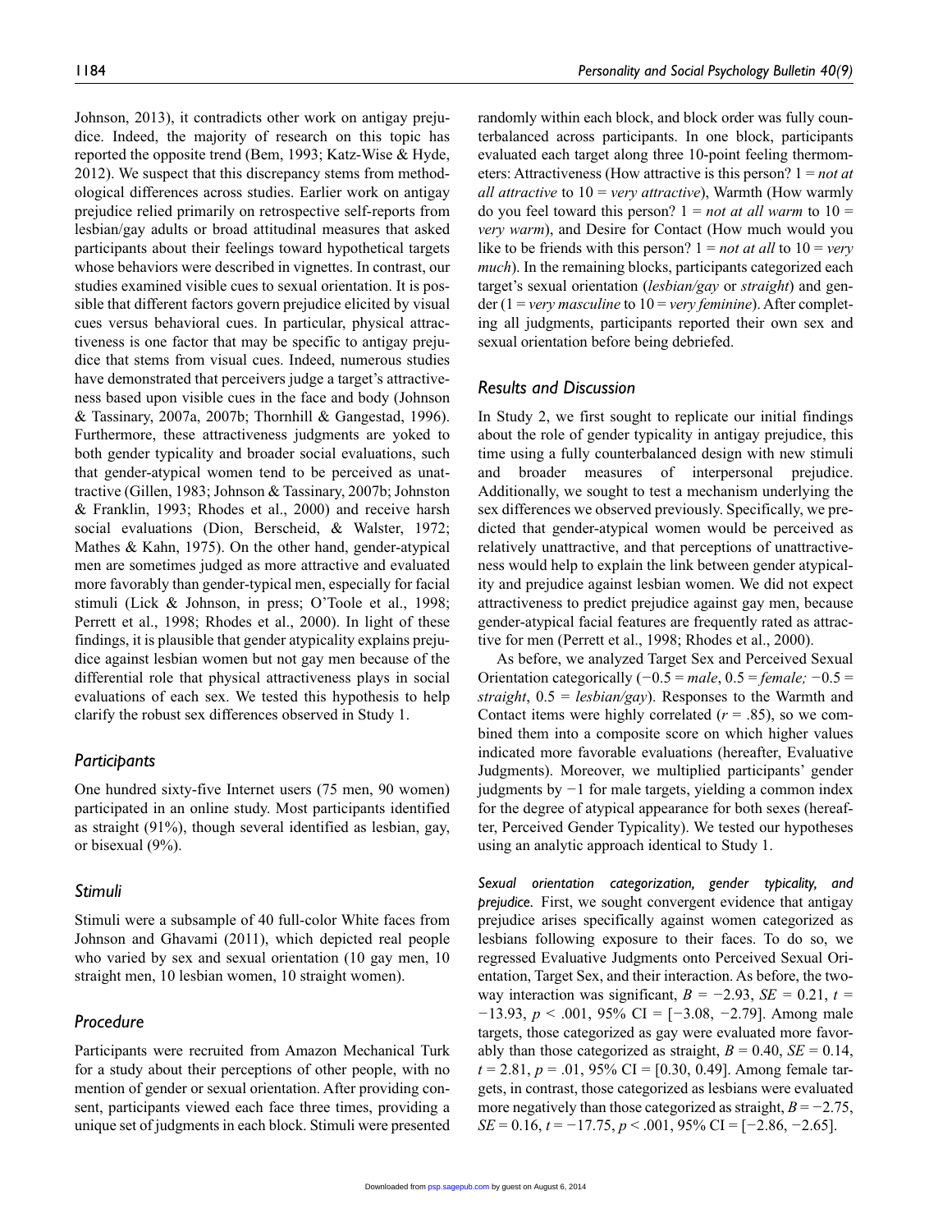Johnson, 2013), it contradicts other work on antigay prejudice. Indeed, the majority of research on this topic has reported the opposite trend (Bem, 1993; Katz-Wise & Hyde, 2012). We suspect that this discrepancy stems from methodological differences across studies. Earlier work on antigay prejudice relied primarily on retrospective self-reports from lesbian/gay adults or broad attitudinal measures that asked participants about their feelings toward hypothetical targets whose behaviors were described in vignettes. In contrast, our studies examined visible cues to sexual orientation. It is possible that different factors govern prejudice elicited by visual cues versus behavioral cues. In particular, physical attractiveness is one factor that may be specific to antigay prejudice that stems from visual cues. Indeed, numerous studies have demonstrated that perceivers judge a target's attractiveness based upon visible cues in the face and body (Johnson & Tassinary, 2007a, 2007b; Thornhill & Gangestad, 1996). Furthermore, these attractiveness judgments are yoked to both gender typicality and broader social evaluations, such that gender-atypical women tend to be perceived as unattractive (Gillen, 1983; Johnson & Tassinary, 2007b; Johnston & Franklin, 1993; Rhodes et al., 2000) and receive harsh social evaluations (Dion, Berscheid, & Walster, 1972; Mathes & Kahn, 1975). On the other hand, gender-atypical men are sometimes judged as more attractive and evaluated more favorably than gender-typical men, especially for facial stimuli (Lick & Johnson, in press; O'Toole et al., 1998; Perrett et al., 1998; Rhodes et al., 2000). In light of these findings, it is plausible that gender atypicality explains prejudice against lesbian women but not gay men because of the differential role that physical attractiveness plays in social evaluations of each sex. We tested this hypothesis to help clarify the robust sex differences observed in Study 1.

### Participants

One hundred sixty-five Internet users (75 men, 90 women) participated in an online study. Most participants identified as straight (91%), though several identified as lesbian, gay, or bisexual (9%).

### Stimuli

Stimuli were a subsample of 40 full-color White faces from Johnson and Ghavami (2011), which depicted real people who varied by sex and sexual orientation (10 gay men, 10 straight men, 10 lesbian women, 10 straight women).

### Procedure

Participants were recruited from Amazon Mechanical Turk for a study about their perceptions of other people, with no mention of gender or sexual orientation. After providing consent, participants viewed each face three times, providing a unique set of judgments in each block. Stimuli were presented randomly within each block, and block order was fully counterbalanced across participants. In one block, participants evaluated each target along three 10-point feeling thermometers: Attractiveness (How attractive is this person? 1 = *not at all attractive* to 10 = *very attractive*), Warmth (How warmly do you feel toward this person? 1 = *not at all warm* to 10 = *very warm*), and Desire for Contact (How much would you like to be friends with this person? 1 = *not at all* to 10 = *very much*). In the remaining blocks, participants categorized each target's sexual orientation (*lesbian/gay* or *straight*) and gender (1 = *very masculine* to 10 = *very feminine*). After completing all judgments, participants reported their own sex and sexual orientation before being debriefed.

### Results and Discussion

In Study 2, we first sought to replicate our initial findings about the role of gender typicality in antigay prejudice, this time using a fully counterbalanced design with new stimuli and broader measures of interpersonal prejudice. Additionally, we sought to test a mechanism underlying the sex differences we observed previously. Specifically, we predicted that gender-atypical women would be perceived as relatively unattractive, and that perceptions of unattractiveness would help to explain the link between gender atypicality and prejudice against lesbian women. We did not expect attractiveness to predict prejudice against gay men, because gender-atypical facial features are frequently rated as attractive for men (Perrett et al., 1998; Rhodes et al., 2000).

As before, we analyzed Target Sex and Perceived Sexual Orientation categorically ($-0.5$ = *male*, $0.5$ = *female;* $-0.5$ = *straight*, $0.5$ = *lesbian/gay*). Responses to the Warmth and Contact items were highly correlated ($r = .85$), so we combined them into a composite score on which higher values indicated more favorable evaluations (hereafter, Evaluative Judgments). Moreover, we multiplied participants' gender judgments by $-1$ for male targets, yielding a common index for the degree of atypical appearance for both sexes (hereafter, Perceived Gender Typicality). We tested our hypotheses using an analytic approach identical to Study 1.

*Sexual orientation categorization, gender typicality, and prejudice.* First, we sought convergent evidence that antigay prejudice arises specifically against women categorized as lesbians following exposure to their faces. To do so, we regressed Evaluative Judgments onto Perceived Sexual Orientation, Target Sex, and their interaction. As before, the two-way interaction was significant, $B = -2.93$, $SE = 0.21$, $t = -13.93$, $p < .001$, 95% CI = $[-3.08, -2.79]$. Among male targets, those categorized as gay were evaluated more favorably than those categorized as straight, $B = 0.40$, $SE = 0.14$, $t = 2.81$, $p = .01$, 95% CI = $[0.30, 0.49]$. Among female targets, in contrast, those categorized as lesbians were evaluated more negatively than those categorized as straight, $B = -2.75$, $SE = 0.16$, $t = -17.75$, $p < .001$, 95% CI = $[-2.86, -2.65]$.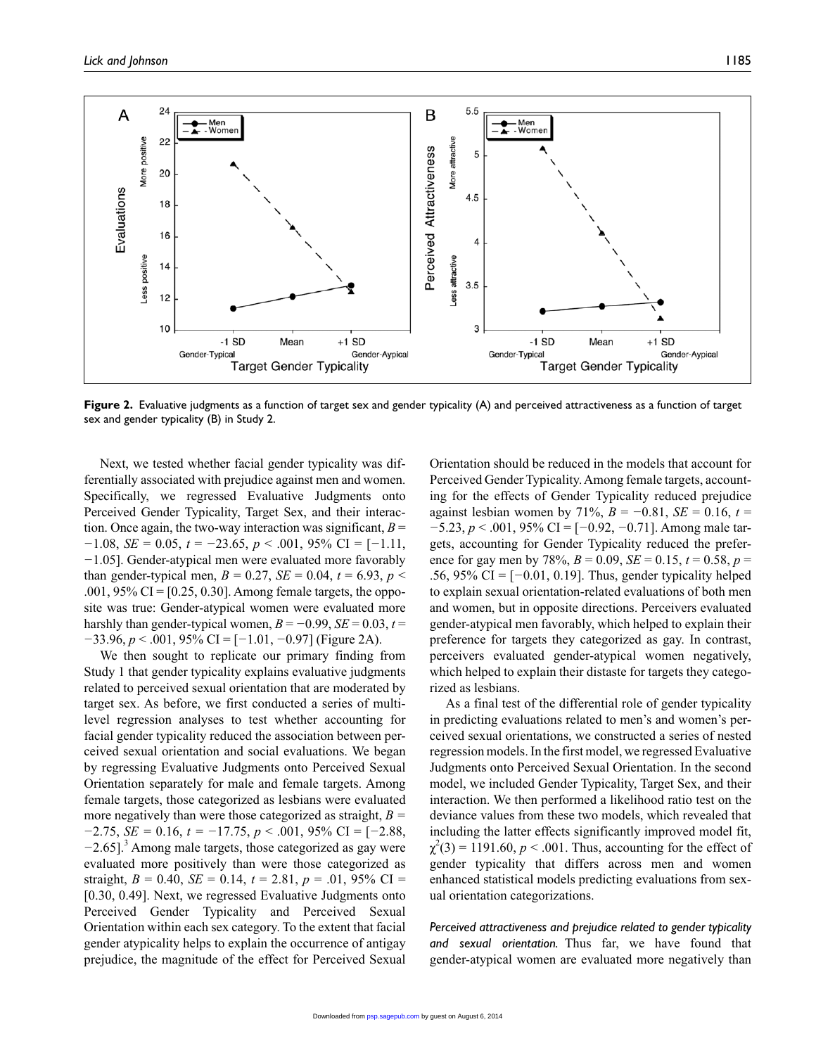**Figure 2.** Evaluative judgments as a function of target sex and gender typicality (A) and perceived attractiveness as a function of target sex and gender typicality (B) in Study 2.

Next, we tested whether facial gender typicality was differentially associated with prejudice against men and women. Specifically, we regressed Evaluative Judgments onto Perceived Gender Typicality, Target Sex, and their interaction. Once again, the two-way interaction was significant, $B = -1.08$, $SE = 0.05$, $t = -23.65$, $p < .001$, 95% CI = [−1.11, −1.05]. Gender-atypical men were evaluated more favorably than gender-typical men, $B = 0.27$, $SE = 0.04$, $t = 6.93$, $p < .001$, 95% CI = [0.25, 0.30]. Among female targets, the opposite was true: Gender-atypical women were evaluated more harshly than gender-typical women, $B = -0.99$, $SE = 0.03$, $t = -33.96$, $p < .001$, 95% CI = [−1.01, −0.97] (Figure 2A).

We then sought to replicate our primary finding from Study 1 that gender typicality explains evaluative judgments related to perceived sexual orientation that are moderated by target sex. As before, we first conducted a series of multilevel regression analyses to test whether accounting for facial gender typicality reduced the association between perceived sexual orientation and social evaluations. We began by regressing Evaluative Judgments onto Perceived Sexual Orientation separately for male and female targets. Among female targets, those categorized as lesbians were evaluated more negatively than were those categorized as straight, $B = -2.75$, $SE = 0.16$, $t = -17.75$, $p < .001$, 95% CI = [−2.88, −2.65].[3] Among male targets, those categorized as gay were evaluated more positively than were those categorized as straight, $B = 0.40$, $SE = 0.14$, $t = 2.81$, $p = .01$, 95% CI = [0.30, 0.49]. Next, we regressed Evaluative Judgments onto Perceived Gender Typicality and Perceived Sexual Orientation within each sex category. To the extent that facial gender atypicality helps to explain the occurrence of antigay prejudice, the magnitude of the effect for Perceived Sexual Orientation should be reduced in the models that account for Perceived Gender Typicality. Among female targets, accounting for the effects of Gender Typicality reduced prejudice against lesbian women by 71%, $B = -0.81$, $SE = 0.16$, $t = -5.23$, $p < .001$, 95% CI = [−0.92, −0.71]. Among male targets, accounting for Gender Typicality reduced the preference for gay men by 78%, $B = 0.09$, $SE = 0.15$, $t = 0.58$, $p = .56$, 95% CI = [−0.01, 0.19]. Thus, gender typicality helped to explain sexual orientation-related evaluations of both men and women, but in opposite directions. Perceivers evaluated gender-atypical men favorably, which helped to explain their preference for targets they categorized as gay. In contrast, perceivers evaluated gender-atypical women negatively, which helped to explain their distaste for targets they categorized as lesbians.

As a final test of the differential role of gender typicality in predicting evaluations related to men's and women's perceived sexual orientations, we constructed a series of nested regression models. In the first model, we regressed Evaluative Judgments onto Perceived Sexual Orientation. In the second model, we included Gender Typicality, Target Sex, and their interaction. We then performed a likelihood ratio test on the deviance values from these two models, which revealed that including the latter effects significantly improved model fit, $\chi^2(3) = 1191.60$, $p < .001$. Thus, accounting for the effect of gender typicality that differs across men and women enhanced statistical models predicting evaluations from sexual orientation categorizations.

*Perceived attractiveness and prejudice related to gender typicality and sexual orientation.* Thus far, we have found that gender-atypical women are evaluated more negatively than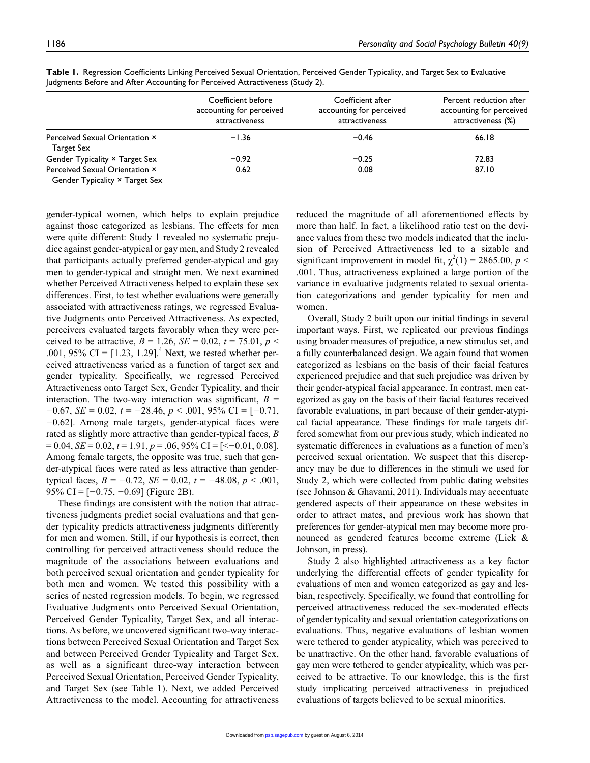**Table 1.** Regression Coefficients Linking Perceived Sexual Orientation, Perceived Gender Typicality, and Target Sex to Evaluative Judgments Before and After Accounting for Perceived Attractiveness (Study 2).

| | Coefficient before accounting for perceived attractiveness | Coefficient after accounting for perceived attractiveness | Percent reduction after accounting for perceived attractiveness (%) |
|---|---|---|---|
| Perceived Sexual Orientation × Target Sex | −1.36 | −0.46 | 66.18 |
| Gender Typicality × Target Sex | −0.92 | −0.25 | 72.83 |
| Perceived Sexual Orientation × Gender Typicality × Target Sex | 0.62 | 0.08 | 87.10 |

gender-typical women, which helps to explain prejudice against those categorized as lesbians. The effects for men were quite different: Study 1 revealed no systematic prejudice against gender-atypical or gay men, and Study 2 revealed that participants actually preferred gender-atypical and gay men to gender-typical and straight men. We next examined whether Perceived Attractiveness helped to explain these sex differences. First, to test whether evaluations were generally associated with attractiveness ratings, we regressed Evaluative Judgments onto Perceived Attractiveness. As expected, perceivers evaluated targets favorably when they were perceived to be attractive, $B = 1.26$, $SE = 0.02$, $t = 75.01$, $p < .001$, 95% CI = [1.23, 1.29].[4] Next, we tested whether perceived attractiveness varied as a function of target sex and gender typicality. Specifically, we regressed Perceived Attractiveness onto Target Sex, Gender Typicality, and their interaction. The two-way interaction was significant, $B = -0.67$, $SE = 0.02$, $t = -28.46$, $p < .001$, 95% CI = [−0.71, −0.62]. Among male targets, gender-atypical faces were rated as slightly more attractive than gender-typical faces, $B = 0.04$, $SE = 0.02$, $t = 1.91$, $p = .06$, 95% CI = [<−0.01, 0.08]. Among female targets, the opposite was true, such that gender-atypical faces were rated as less attractive than gender-typical faces, $B = -0.72$, $SE = 0.02$, $t = -48.08$, $p < .001$, 95% CI = [−0.75, −0.69] (Figure 2B).

These findings are consistent with the notion that attractiveness judgments predict social evaluations and that gender typicality predicts attractiveness judgments differently for men and women. Still, if our hypothesis is correct, then controlling for perceived attractiveness should reduce the magnitude of the associations between evaluations and both perceived sexual orientation and gender typicality for both men and women. We tested this possibility with a series of nested regression models. To begin, we regressed Evaluative Judgments onto Perceived Sexual Orientation, Perceived Gender Typicality, Target Sex, and all interactions. As before, we uncovered significant two-way interactions between Perceived Sexual Orientation and Target Sex and between Perceived Gender Typicality and Target Sex, as well as a significant three-way interaction between Perceived Sexual Orientation, Perceived Gender Typicality, and Target Sex (see Table 1). Next, we added Perceived Attractiveness to the model. Accounting for attractiveness reduced the magnitude of all aforementioned effects by more than half. In fact, a likelihood ratio test on the deviance values from these two models indicated that the inclusion of Perceived Attractiveness led to a sizable and significant improvement in model fit, $\chi^2(1) = 2865.00$, $p < .001$. Thus, attractiveness explained a large portion of the variance in evaluative judgments related to sexual orientation categorizations and gender typicality for men and women.

Overall, Study 2 built upon our initial findings in several important ways. First, we replicated our previous findings using broader measures of prejudice, a new stimulus set, and a fully counterbalanced design. We again found that women categorized as lesbians on the basis of their facial features experienced prejudice and that such prejudice was driven by their gender-atypical facial appearance. In contrast, men categorized as gay on the basis of their facial features received favorable evaluations, in part because of their gender-atypical facial appearance. These findings for male targets differed somewhat from our previous study, which indicated no systematic differences in evaluations as a function of men's perceived sexual orientation. We suspect that this discrepancy may be due to differences in the stimuli we used for Study 2, which were collected from public dating websites (see Johnson & Ghavami, 2011). Individuals may accentuate gendered aspects of their appearance on these websites in order to attract mates, and previous work has shown that preferences for gender-atypical men may become more pronounced as gendered features become extreme (Lick & Johnson, in press).

Study 2 also highlighted attractiveness as a key factor underlying the differential effects of gender typicality for evaluations of men and women categorized as gay and lesbian, respectively. Specifically, we found that controlling for perceived attractiveness reduced the sex-moderated effects of gender typicality and sexual orientation categorizations on evaluations. Thus, negative evaluations of lesbian women were tethered to gender atypicality, which was perceived to be unattractive. On the other hand, favorable evaluations of gay men were tethered to gender atypicality, which was perceived to be attractive. To our knowledge, this is the first study implicating perceived attractiveness in prejudiced evaluations of targets believed to be sexual minorities.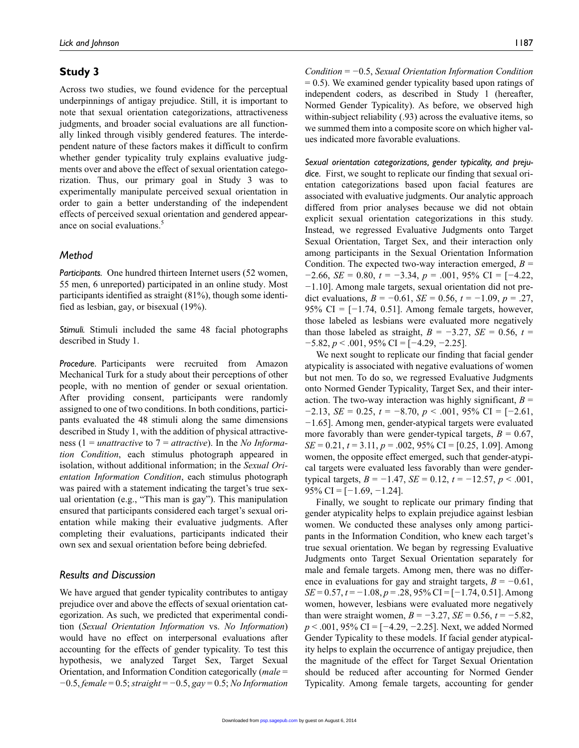## Study 3

Across two studies, we found evidence for the perceptual underpinnings of antigay prejudice. Still, it is important to note that sexual orientation categorizations, attractiveness judgments, and broader social evaluations are all functionally linked through visibly gendered features. The interdependent nature of these factors makes it difficult to confirm whether gender typicality truly explains evaluative judgments over and above the effect of sexual orientation categorization. Thus, our primary goal in Study 3 was to experimentally manipulate perceived sexual orientation in order to gain a better understanding of the independent effects of perceived sexual orientation and gendered appearance on social evaluations.[5]

### Method

*Participants.* One hundred thirteen Internet users (52 women, 55 men, 6 unreported) participated in an online study. Most participants identified as straight (81%), though some identified as lesbian, gay, or bisexual (19%).

*Stimuli.* Stimuli included the same 48 facial photographs described in Study 1.

*Procedure.* Participants were recruited from Amazon Mechanical Turk for a study about their perceptions of other people, with no mention of gender or sexual orientation. After providing consent, participants were randomly assigned to one of two conditions. In both conditions, participants evaluated the 48 stimuli along the same dimensions described in Study 1, with the addition of physical attractiveness (1 = *unattractive* to 7 = *attractive*). In the *No Information Condition*, each stimulus photograph appeared in isolation, without additional information; in the *Sexual Orientation Information Condition*, each stimulus photograph was paired with a statement indicating the target's true sexual orientation (e.g., "This man is gay"). This manipulation ensured that participants considered each target's sexual orientation while making their evaluative judgments. After completing their evaluations, participants indicated their own sex and sexual orientation before being debriefed.

### Results and Discussion

We have argued that gender typicality contributes to antigay prejudice over and above the effects of sexual orientation categorization. As such, we predicted that experimental condition (*Sexual Orientation Information* vs. *No Information*) would have no effect on interpersonal evaluations after accounting for the effects of gender typicality. To test this hypothesis, we analyzed Target Sex, Target Sexual Orientation, and Information Condition categorically (*male* = −0.5, *female* = 0.5; *straight* = −0.5, *gay* = 0.5; *No Information Condition* = −0.5, *Sexual Orientation Information Condition* = 0.5). We examined gender typicality based upon ratings of independent coders, as described in Study 1 (hereafter, Normed Gender Typicality). As before, we observed high within-subject reliability (.93) across the evaluative items, so we summed them into a composite score on which higher values indicated more favorable evaluations.

*Sexual orientation categorizations, gender typicality, and prejudice.* First, we sought to replicate our finding that sexual orientation categorizations based upon facial features are associated with evaluative judgments. Our analytic approach differed from prior analyses because we did not obtain explicit sexual orientation categorizations in this study. Instead, we regressed Evaluative Judgments onto Target Sexual Orientation, Target Sex, and their interaction only among participants in the Sexual Orientation Information Condition. The expected two-way interaction emerged, $B = -2.66$, $SE = 0.80$, $t = -3.34$, $p = .001$, 95% CI = [−4.22, −1.10]. Among male targets, sexual orientation did not predict evaluations, $B = -0.61$, $SE = 0.56$, $t = -1.09$, $p = .27$, 95% CI = [−1.74, 0.51]. Among female targets, however, those labeled as lesbians were evaluated more negatively than those labeled as straight, $B = -3.27$, $SE = 0.56$, $t = -5.82$, $p < .001$, 95% CI = [−4.29, −2.25].

We next sought to replicate our finding that facial gender atypicality is associated with negative evaluations of women but not men. To do so, we regressed Evaluative Judgments onto Normed Gender Typicality, Target Sex, and their interaction. The two-way interaction was highly significant, $B = -2.13$, $SE = 0.25$, $t = -8.70$, $p < .001$, 95% CI = [−2.61, −1.65]. Among men, gender-atypical targets were evaluated more favorably than were gender-typical targets, $B = 0.67$, $SE = 0.21$, $t = 3.11$, $p = .002$, 95% CI = [0.25, 1.09]. Among women, the opposite effect emerged, such that gender-atypical targets were evaluated less favorably than were gender-typical targets, $B = -1.47$, $SE = 0.12$, $t = -12.57$, $p < .001$, 95% CI = [−1.69, −1.24].

Finally, we sought to replicate our primary finding that gender atypicality helps to explain prejudice against lesbian women. We conducted these analyses only among participants in the Information Condition, who knew each target's true sexual orientation. We began by regressing Evaluative Judgments onto Target Sexual Orientation separately for male and female targets. Among men, there was no difference in evaluations for gay and straight targets, $B = -0.61$, $SE = 0.57$, $t = -1.08$, $p = .28$, 95% CI = [−1.74, 0.51]. Among women, however, lesbians were evaluated more negatively than were straight women, $B = -3.27$, $SE = 0.56$, $t = -5.82$, $p < .001$, 95% CI = [−4.29, −2.25]. Next, we added Normed Gender Typicality to these models. If facial gender atypicality helps to explain the occurrence of antigay prejudice, then the magnitude of the effect for Target Sexual Orientation should be reduced after accounting for Normed Gender Typicality. Among female targets, accounting for gender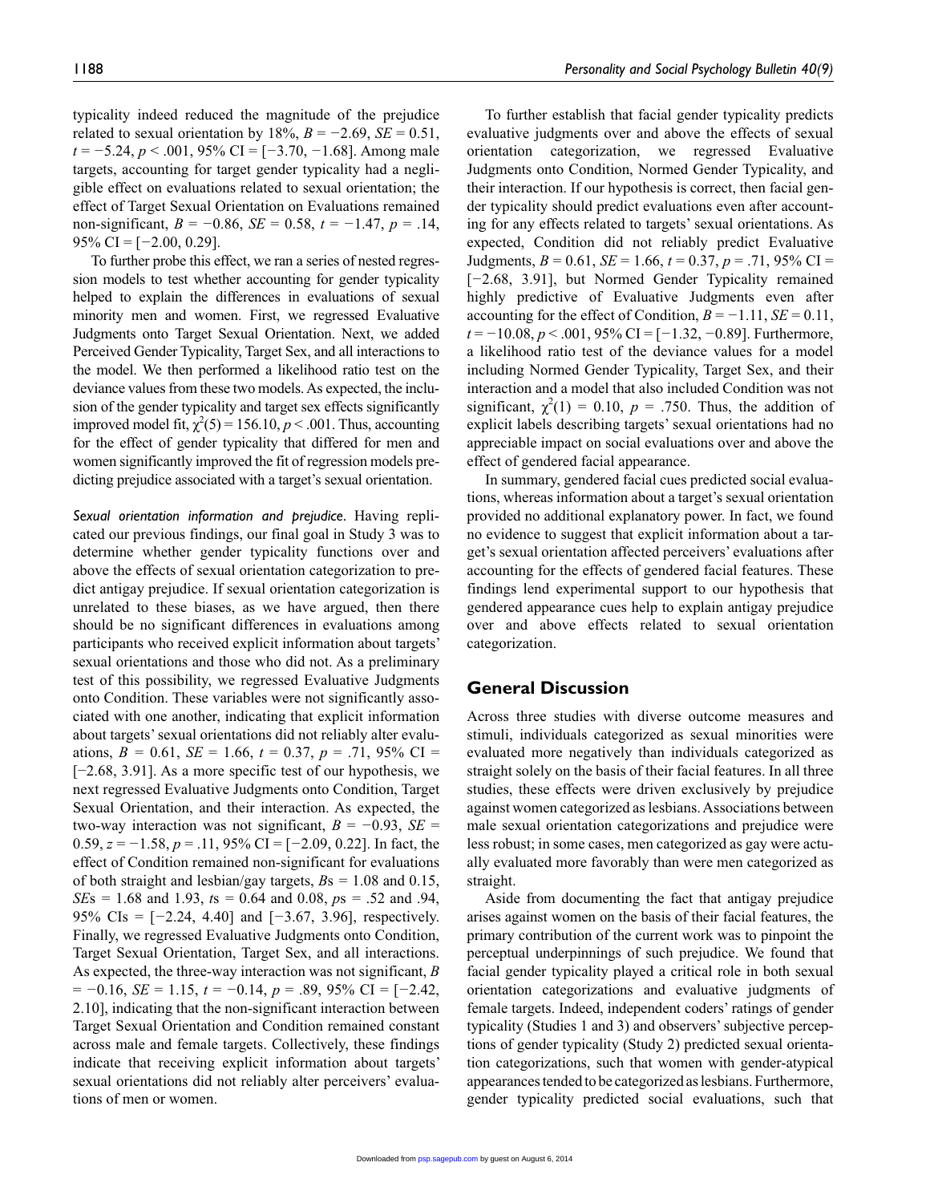typicality indeed reduced the magnitude of the prejudice related to sexual orientation by 18%, $B = -2.69$, $SE = 0.51$, $t = -5.24$, $p < .001$, 95% CI = [−3.70, −1.68]. Among male targets, accounting for target gender typicality had a negligible effect on evaluations related to sexual orientation; the effect of Target Sexual Orientation on Evaluations remained non-significant, $B = -0.86$, $SE = 0.58$, $t = -1.47$, $p = .14$, 95% CI = [−2.00, 0.29].

To further probe this effect, we ran a series of nested regression models to test whether accounting for gender typicality helped to explain the differences in evaluations of sexual minority men and women. First, we regressed Evaluative Judgments onto Target Sexual Orientation. Next, we added Perceived Gender Typicality, Target Sex, and all interactions to the model. We then performed a likelihood ratio test on the deviance values from these two models. As expected, the inclusion of the gender typicality and target sex effects significantly improved model fit, $\chi^2(5) = 156.10$, $p < .001$. Thus, accounting for the effect of gender typicality that differed for men and women significantly improved the fit of regression models predicting prejudice associated with a target's sexual orientation.

*Sexual orientation information and prejudice.* Having replicated our previous findings, our final goal in Study 3 was to determine whether gender typicality functions over and above the effects of sexual orientation categorization to predict antigay prejudice. If sexual orientation categorization is unrelated to these biases, as we have argued, then there should be no significant differences in evaluations among participants who received explicit information about targets' sexual orientations and those who did not. As a preliminary test of this possibility, we regressed Evaluative Judgments onto Condition. These variables were not significantly associated with one another, indicating that explicit information about targets' sexual orientations did not reliably alter evaluations, $B = 0.61$, $SE = 1.66$, $t = 0.37$, $p = .71$, 95% CI = [−2.68, 3.91]. As a more specific test of our hypothesis, we next regressed Evaluative Judgments onto Condition, Target Sexual Orientation, and their interaction. As expected, the two-way interaction was not significant, $B = -0.93$, $SE = 0.59$, $z = -1.58$, $p = .11$, 95% CI = [−2.09, 0.22]. In fact, the effect of Condition remained non-significant for evaluations of both straight and lesbian/gay targets, $B$s = 1.08 and 0.15, $SE$s = 1.68 and 1.93, $t$s = 0.64 and 0.08, $p$s = .52 and .94, 95% CIs = [−2.24, 4.40] and [−3.67, 3.96], respectively. Finally, we regressed Evaluative Judgments onto Condition, Target Sexual Orientation, Target Sex, and all interactions. As expected, the three-way interaction was not significant, $B = -0.16$, $SE = 1.15$, $t = -0.14$, $p = .89$, 95% CI = [−2.42, 2.10], indicating that the non-significant interaction between Target Sexual Orientation and Condition remained constant across male and female targets. Collectively, these findings indicate that receiving explicit information about targets' sexual orientations did not reliably alter perceivers' evaluations of men or women.

To further establish that facial gender typicality predicts evaluative judgments over and above the effects of sexual orientation categorization, we regressed Evaluative Judgments onto Condition, Normed Gender Typicality, and their interaction. If our hypothesis is correct, then facial gender typicality should predict evaluations even after accounting for any effects related to targets' sexual orientations. As expected, Condition did not reliably predict Evaluative Judgments, $B = 0.61$, $SE = 1.66$, $t = 0.37$, $p = .71$, 95% CI = [−2.68, 3.91], but Normed Gender Typicality remained highly predictive of Evaluative Judgments even after accounting for the effect of Condition, $B = -1.11$, $SE = 0.11$, $t = -10.08$, $p < .001$, 95% CI = [−1.32, −0.89]. Furthermore, a likelihood ratio test of the deviance values for a model including Normed Gender Typicality, Target Sex, and their interaction and a model that also included Condition was not significant, $\chi^2(1) = 0.10$, $p = .750$. Thus, the addition of explicit labels describing targets' sexual orientations had no appreciable impact on social evaluations over and above the effect of gendered facial appearance.

In summary, gendered facial cues predicted social evaluations, whereas information about a target's sexual orientation provided no additional explanatory power. In fact, we found no evidence to suggest that explicit information about a target's sexual orientation affected perceivers' evaluations after accounting for the effects of gendered facial features. These findings lend experimental support to our hypothesis that gendered appearance cues help to explain antigay prejudice over and above effects related to sexual orientation categorization.

## General Discussion

Across three studies with diverse outcome measures and stimuli, individuals categorized as sexual minorities were evaluated more negatively than individuals categorized as straight solely on the basis of their facial features. In all three studies, these effects were driven exclusively by prejudice against women categorized as lesbians. Associations between male sexual orientation categorizations and prejudice were less robust; in some cases, men categorized as gay were actually evaluated more favorably than were men categorized as straight.

Aside from documenting the fact that antigay prejudice arises against women on the basis of their facial features, the primary contribution of the current work was to pinpoint the perceptual underpinnings of such prejudice. We found that facial gender typicality played a critical role in both sexual orientation categorizations and evaluative judgments of female targets. Indeed, independent coders' ratings of gender typicality (Studies 1 and 3) and observers' subjective perceptions of gender typicality (Study 2) predicted sexual orientation categorizations, such that women with gender-atypical appearances tended to be categorized as lesbians. Furthermore, gender typicality predicted social evaluations, such that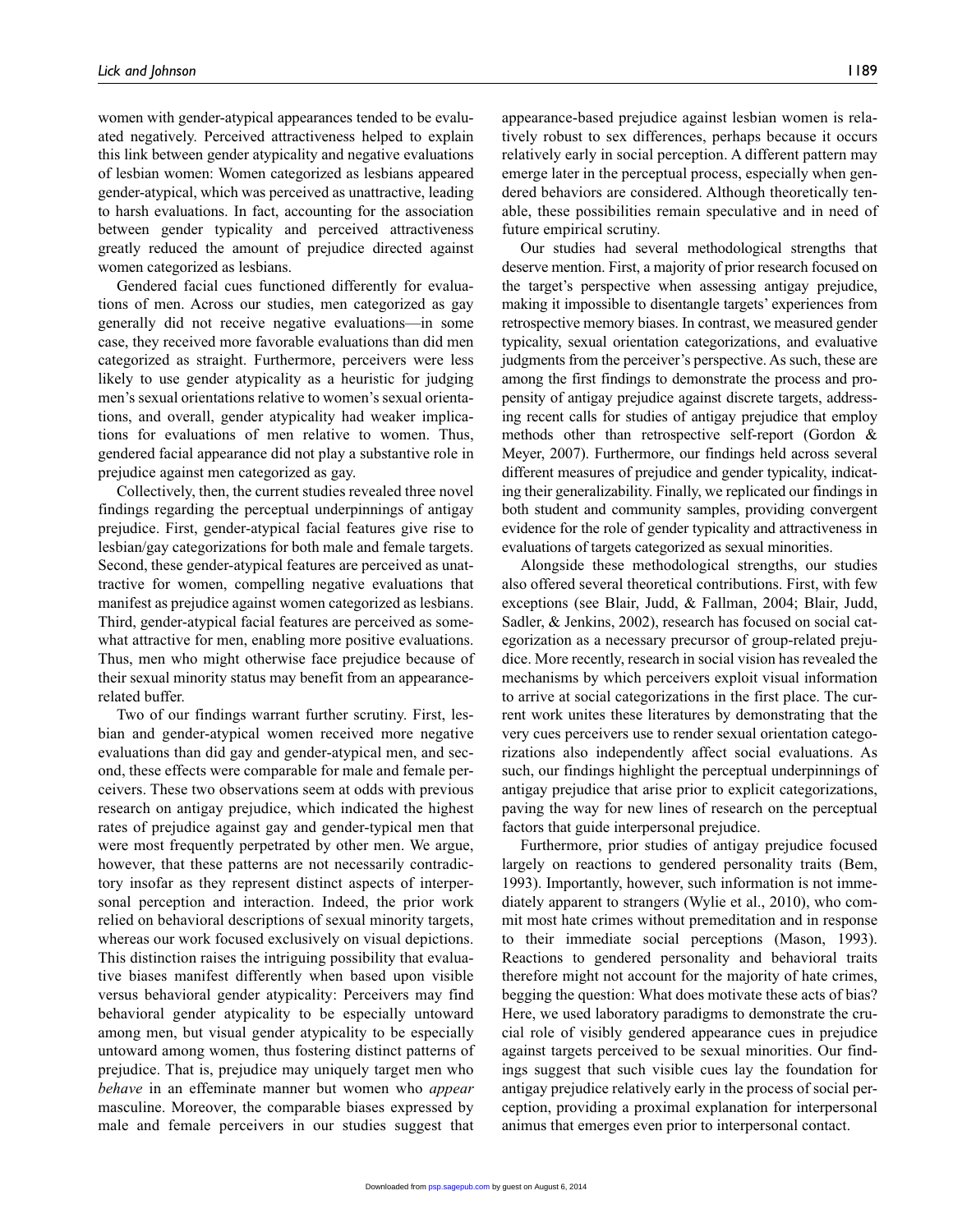women with gender-atypical appearances tended to be evaluated negatively. Perceived attractiveness helped to explain this link between gender atypicality and negative evaluations of lesbian women: Women categorized as lesbians appeared gender-atypical, which was perceived as unattractive, leading to harsh evaluations. In fact, accounting for the association between gender typicality and perceived attractiveness greatly reduced the amount of prejudice directed against women categorized as lesbians.

Gendered facial cues functioned differently for evaluations of men. Across our studies, men categorized as gay generally did not receive negative evaluations—in some case, they received more favorable evaluations than did men categorized as straight. Furthermore, perceivers were less likely to use gender atypicality as a heuristic for judging men's sexual orientations relative to women's sexual orientations, and overall, gender atypicality had weaker implications for evaluations of men relative to women. Thus, gendered facial appearance did not play a substantive role in prejudice against men categorized as gay.

Collectively, then, the current studies revealed three novel findings regarding the perceptual underpinnings of antigay prejudice. First, gender-atypical facial features give rise to lesbian/gay categorizations for both male and female targets. Second, these gender-atypical features are perceived as unattractive for women, compelling negative evaluations that manifest as prejudice against women categorized as lesbians. Third, gender-atypical facial features are perceived as somewhat attractive for men, enabling more positive evaluations. Thus, men who might otherwise face prejudice because of their sexual minority status may benefit from an appearance-related buffer.

Two of our findings warrant further scrutiny. First, lesbian and gender-atypical women received more negative evaluations than did gay and gender-atypical men, and second, these effects were comparable for male and female perceivers. These two observations seem at odds with previous research on antigay prejudice, which indicated the highest rates of prejudice against gay and gender-typical men that were most frequently perpetrated by other men. We argue, however, that these patterns are not necessarily contradictory insofar as they represent distinct aspects of interpersonal perception and interaction. Indeed, the prior work relied on behavioral descriptions of sexual minority targets, whereas our work focused exclusively on visual depictions. This distinction raises the intriguing possibility that evaluative biases manifest differently when based upon visible versus behavioral gender atypicality: Perceivers may find behavioral gender atypicality to be especially untoward among men, but visual gender atypicality to be especially untoward among women, thus fostering distinct patterns of prejudice. That is, prejudice may uniquely target men who *behave* in an effeminate manner but women who *appear* masculine. Moreover, the comparable biases expressed by male and female perceivers in our studies suggest that appearance-based prejudice against lesbian women is relatively robust to sex differences, perhaps because it occurs relatively early in social perception. A different pattern may emerge later in the perceptual process, especially when gendered behaviors are considered. Although theoretically tenable, these possibilities remain speculative and in need of future empirical scrutiny.

Our studies had several methodological strengths that deserve mention. First, a majority of prior research focused on the target's perspective when assessing antigay prejudice, making it impossible to disentangle targets' experiences from retrospective memory biases. In contrast, we measured gender typicality, sexual orientation categorizations, and evaluative judgments from the perceiver's perspective. As such, these are among the first findings to demonstrate the process and propensity of antigay prejudice against discrete targets, addressing recent calls for studies of antigay prejudice that employ methods other than retrospective self-report (Gordon & Meyer, 2007). Furthermore, our findings held across several different measures of prejudice and gender typicality, indicating their generalizability. Finally, we replicated our findings in both student and community samples, providing convergent evidence for the role of gender typicality and attractiveness in evaluations of targets categorized as sexual minorities.

Alongside these methodological strengths, our studies also offered several theoretical contributions. First, with few exceptions (see Blair, Judd, & Fallman, 2004; Blair, Judd, Sadler, & Jenkins, 2002), research has focused on social categorization as a necessary precursor of group-related prejudice. More recently, research in social vision has revealed the mechanisms by which perceivers exploit visual information to arrive at social categorizations in the first place. The current work unites these literatures by demonstrating that the very cues perceivers use to render sexual orientation categorizations also independently affect social evaluations. As such, our findings highlight the perceptual underpinnings of antigay prejudice that arise prior to explicit categorizations, paving the way for new lines of research on the perceptual factors that guide interpersonal prejudice.

Furthermore, prior studies of antigay prejudice focused largely on reactions to gendered personality traits (Bem, 1993). Importantly, however, such information is not immediately apparent to strangers (Wylie et al., 2010), who commit most hate crimes without premeditation and in response to their immediate social perceptions (Mason, 1993). Reactions to gendered personality and behavioral traits therefore might not account for the majority of hate crimes, begging the question: What does motivate these acts of bias? Here, we used laboratory paradigms to demonstrate the crucial role of visibly gendered appearance cues in prejudice against targets perceived to be sexual minorities. Our findings suggest that such visible cues lay the foundation for antigay prejudice relatively early in the process of social perception, providing a proximal explanation for interpersonal animus that emerges even prior to interpersonal contact.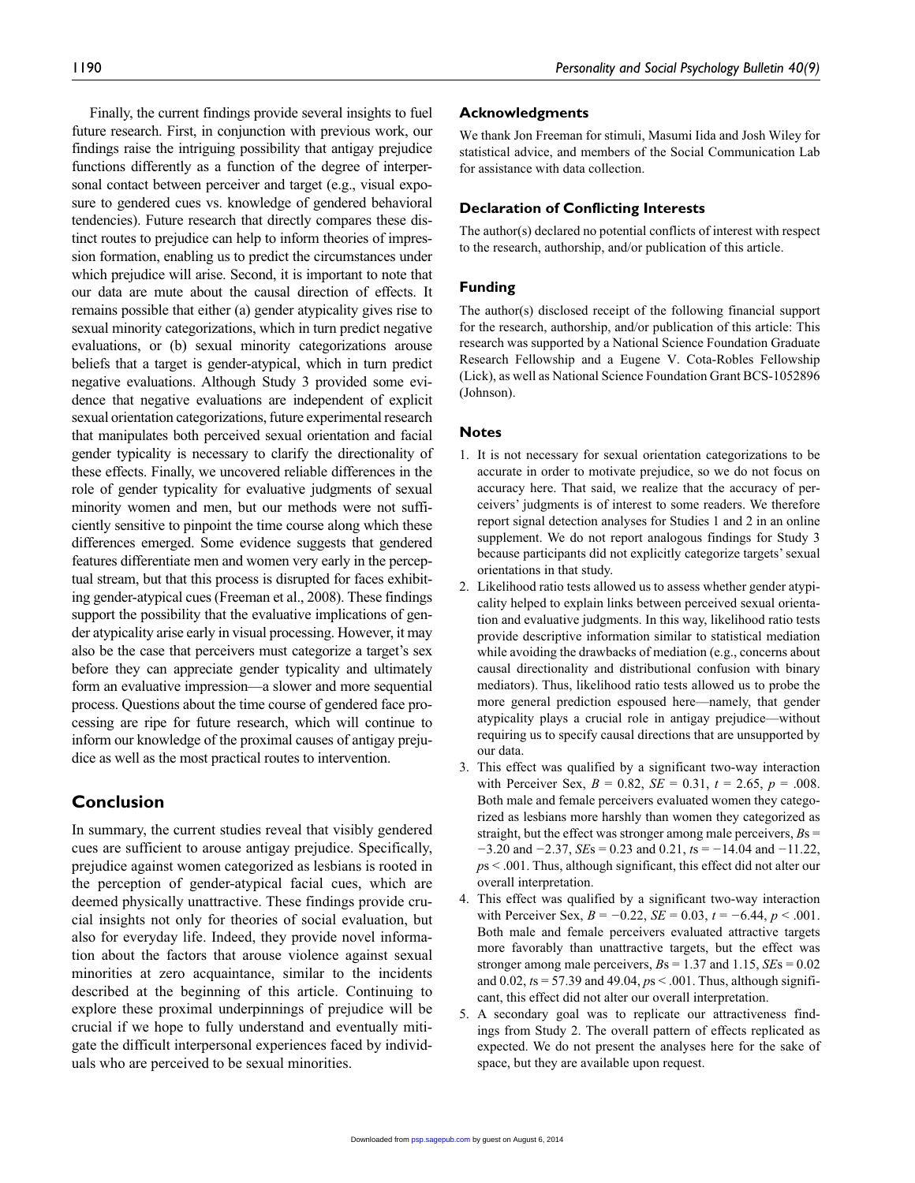Finally, the current findings provide several insights to fuel future research. First, in conjunction with previous work, our findings raise the intriguing possibility that antigay prejudice functions differently as a function of the degree of interpersonal contact between perceiver and target (e.g., visual exposure to gendered cues vs. knowledge of gendered behavioral tendencies). Future research that directly compares these distinct routes to prejudice can help to inform theories of impression formation, enabling us to predict the circumstances under which prejudice will arise. Second, it is important to note that our data are mute about the causal direction of effects. It remains possible that either (a) gender atypicality gives rise to sexual minority categorizations, which in turn predict negative evaluations, or (b) sexual minority categorizations arouse beliefs that a target is gender-atypical, which in turn predict negative evaluations. Although Study 3 provided some evidence that negative evaluations are independent of explicit sexual orientation categorizations, future experimental research that manipulates both perceived sexual orientation and facial gender typicality is necessary to clarify the directionality of these effects. Finally, we uncovered reliable differences in the role of gender typicality for evaluative judgments of sexual minority women and men, but our methods were not sufficiently sensitive to pinpoint the time course along which these differences emerged. Some evidence suggests that gendered features differentiate men and women very early in the perceptual stream, but that this process is disrupted for faces exhibiting gender-atypical cues (Freeman et al., 2008). These findings support the possibility that the evaluative implications of gender atypicality arise early in visual processing. However, it may also be the case that perceivers must categorize a target's sex before they can appreciate gender typicality and ultimately form an evaluative impression—a slower and more sequential process. Questions about the time course of gendered face processing are ripe for future research, which will continue to inform our knowledge of the proximal causes of antigay prejudice as well as the most practical routes to intervention.

## Conclusion

In summary, the current studies reveal that visibly gendered cues are sufficient to arouse antigay prejudice. Specifically, prejudice against women categorized as lesbians is rooted in the perception of gender-atypical facial cues, which are deemed physically unattractive. These findings provide crucial insights not only for theories of social evaluation, but also for everyday life. Indeed, they provide novel information about the factors that arouse violence against sexual minorities at zero acquaintance, similar to the incidents described at the beginning of this article. Continuing to explore these proximal underpinnings of prejudice will be crucial if we hope to fully understand and eventually mitigate the difficult interpersonal experiences faced by individuals who are perceived to be sexual minorities.

## Acknowledgments

We thank Jon Freeman for stimuli, Masumi Iida and Josh Wiley for statistical advice, and members of the Social Communication Lab for assistance with data collection.

## Declaration of Conflicting Interests

The author(s) declared no potential conflicts of interest with respect to the research, authorship, and/or publication of this article.

## Funding

The author(s) disclosed receipt of the following financial support for the research, authorship, and/or publication of this article: This research was supported by a National Science Foundation Graduate Research Fellowship and a Eugene V. Cota-Robles Fellowship (Lick), as well as National Science Foundation Grant BCS-1052896 (Johnson).

## Notes

1. It is not necessary for sexual orientation categorizations to be accurate in order to motivate prejudice, so we do not focus on accuracy here. That said, we realize that the accuracy of perceivers' judgments is of interest to some readers. We therefore report signal detection analyses for Studies 1 and 2 in an online supplement. We do not report analogous findings for Study 3 because participants did not explicitly categorize targets' sexual orientations in that study.
2. Likelihood ratio tests allowed us to assess whether gender atypicality helped to explain links between perceived sexual orientation and evaluative judgments. In this way, likelihood ratio tests provide descriptive information similar to statistical mediation while avoiding the drawbacks of mediation (e.g., concerns about causal directionality and distributional confusion with binary mediators). Thus, likelihood ratio tests allowed us to probe the more general prediction espoused here—namely, that gender atypicality plays a crucial role in antigay prejudice—without requiring us to specify causal directions that are unsupported by our data.
3. This effect was qualified by a significant two-way interaction with Perceiver Sex, $B = 0.82$, $SE = 0.31$, $t = 2.65$, $p = .008$. Both male and female perceivers evaluated women they categorized as lesbians more harshly than women they categorized as straight, but the effect was stronger among male perceivers, $B$s = −3.20 and −2.37, $SE$s = 0.23 and 0.21, $t$s = −14.04 and −11.22, $p$s < .001. Thus, although significant, this effect did not alter our overall interpretation.
4. This effect was qualified by a significant two-way interaction with Perceiver Sex, $B = -0.22$, $SE = 0.03$, $t = -6.44$, $p < .001$. Both male and female perceivers evaluated attractive targets more favorably than unattractive targets, but the effect was stronger among male perceivers, $B$s = 1.37 and 1.15, $SE$s = 0.02 and 0.02, $t$s = 57.39 and 49.04, $p$s < .001. Thus, although significant, this effect did not alter our overall interpretation.
5. A secondary goal was to replicate our attractiveness findings from Study 2. The overall pattern of effects replicated as expected. We do not present the analyses here for the sake of space, but they are available upon request.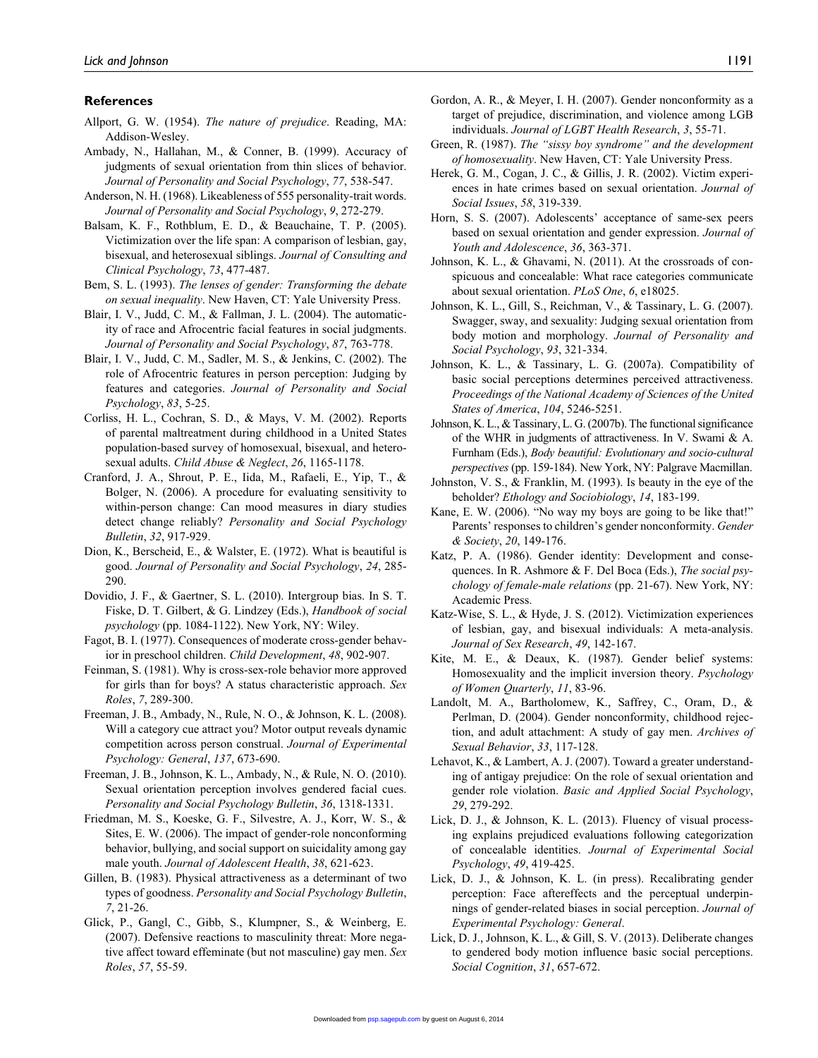## References

Allport, G. W. (1954). *The nature of prejudice*. Reading, MA: Addison-Wesley.

Ambady, N., Hallahan, M., & Conner, B. (1999). Accuracy of judgments of sexual orientation from thin slices of behavior. *Journal of Personality and Social Psychology*, *77*, 538-547.

Anderson, N. H. (1968). Likeableness of 555 personality-trait words. *Journal of Personality and Social Psychology*, *9*, 272-279.

Balsam, K. F., Rothblum, E. D., & Beauchaine, T. P. (2005). Victimization over the life span: A comparison of lesbian, gay, bisexual, and heterosexual siblings. *Journal of Consulting and Clinical Psychology*, *73*, 477-487.

Bem, S. L. (1993). *The lenses of gender: Transforming the debate on sexual inequality*. New Haven, CT: Yale University Press.

Blair, I. V., Judd, C. M., & Fallman, J. L. (2004). The automaticity of race and Afrocentric facial features in social judgments. *Journal of Personality and Social Psychology*, *87*, 763-778.

Blair, I. V., Judd, C. M., Sadler, M. S., & Jenkins, C. (2002). The role of Afrocentric features in person perception: Judging by features and categories. *Journal of Personality and Social Psychology*, *83*, 5-25.

Corliss, H. L., Cochran, S. D., & Mays, V. M. (2002). Reports of parental maltreatment during childhood in a United States population-based survey of homosexual, bisexual, and heterosexual adults. *Child Abuse & Neglect*, *26*, 1165-1178.

Cranford, J. A., Shrout, P. E., Iida, M., Rafaeli, E., Yip, T., & Bolger, N. (2006). A procedure for evaluating sensitivity to within-person change: Can mood measures in diary studies detect change reliably? *Personality and Social Psychology Bulletin*, *32*, 917-929.

Dion, K., Berscheid, E., & Walster, E. (1972). What is beautiful is good. *Journal of Personality and Social Psychology*, *24*, 285-290.

Dovidio, J. F., & Gaertner, S. L. (2010). Intergroup bias. In S. T. Fiske, D. T. Gilbert, & G. Lindzey (Eds.), *Handbook of social psychology* (pp. 1084-1122). New York, NY: Wiley.

Fagot, B. I. (1977). Consequences of moderate cross-gender behavior in preschool children. *Child Development*, *48*, 902-907.

Feinman, S. (1981). Why is cross-sex-role behavior more approved for girls than for boys? A status characteristic approach. *Sex Roles*, *7*, 289-300.

Freeman, J. B., Ambady, N., Rule, N. O., & Johnson, K. L. (2008). Will a category cue attract you? Motor output reveals dynamic competition across person construal. *Journal of Experimental Psychology: General*, *137*, 673-690.

Freeman, J. B., Johnson, K. L., Ambady, N., & Rule, N. O. (2010). Sexual orientation perception involves gendered facial cues. *Personality and Social Psychology Bulletin*, *36*, 1318-1331.

Friedman, M. S., Koeske, G. F., Silvestre, A. J., Korr, W. S., & Sites, E. W. (2006). The impact of gender-role nonconforming behavior, bullying, and social support on suicidality among gay male youth. *Journal of Adolescent Health*, *38*, 621-623.

Gillen, B. (1983). Physical attractiveness as a determinant of two types of goodness. *Personality and Social Psychology Bulletin*, *7*, 21-26.

Glick, P., Gangl, C., Gibb, S., Klumpner, S., & Weinberg, E. (2007). Defensive reactions to masculinity threat: More negative affect toward effeminate (but not masculine) gay men. *Sex Roles*, *57*, 55-59.

Gordon, A. R., & Meyer, I. H. (2007). Gender nonconformity as a target of prejudice, discrimination, and violence among LGB individuals. *Journal of LGBT Health Research*, *3*, 55-71.

Green, R. (1987). *The "sissy boy syndrome" and the development of homosexuality*. New Haven, CT: Yale University Press.

Herek, G. M., Cogan, J. C., & Gillis, J. R. (2002). Victim experiences in hate crimes based on sexual orientation. *Journal of Social Issues*, *58*, 319-339.

Horn, S. S. (2007). Adolescents' acceptance of same-sex peers based on sexual orientation and gender expression. *Journal of Youth and Adolescence*, *36*, 363-371.

Johnson, K. L., & Ghavami, N. (2011). At the crossroads of conspicuous and concealable: What race categories communicate about sexual orientation. *PLoS One*, *6*, e18025.

Johnson, K. L., Gill, S., Reichman, V., & Tassinary, L. G. (2007). Swagger, sway, and sexuality: Judging sexual orientation from body motion and morphology. *Journal of Personality and Social Psychology*, *93*, 321-334.

Johnson, K. L., & Tassinary, L. G. (2007a). Compatibility of basic social perceptions determines perceived attractiveness. *Proceedings of the National Academy of Sciences of the United States of America*, *104*, 5246-5251.

Johnson, K. L., & Tassinary, L. G. (2007b). The functional significance of the WHR in judgments of attractiveness. In V. Swami & A. Furnham (Eds.), *Body beautiful: Evolutionary and socio-cultural perspectives* (pp. 159-184). New York, NY: Palgrave Macmillan.

Johnston, V. S., & Franklin, M. (1993). Is beauty in the eye of the beholder? *Ethology and Sociobiology*, *14*, 183-199.

Kane, E. W. (2006). "No way my boys are going to be like that!" Parents' responses to children's gender nonconformity. *Gender & Society*, *20*, 149-176.

Katz, P. A. (1986). Gender identity: Development and consequences. In R. Ashmore & F. Del Boca (Eds.), *The social psychology of female-male relations* (pp. 21-67). New York, NY: Academic Press.

Katz-Wise, S. L., & Hyde, J. S. (2012). Victimization experiences of lesbian, gay, and bisexual individuals: A meta-analysis. *Journal of Sex Research*, *49*, 142-167.

Kite, M. E., & Deaux, K. (1987). Gender belief systems: Homosexuality and the implicit inversion theory. *Psychology of Women Quarterly*, *11*, 83-96.

Landolt, M. A., Bartholomew, K., Saffrey, C., Oram, D., & Perlman, D. (2004). Gender nonconformity, childhood rejection, and adult attachment: A study of gay men. *Archives of Sexual Behavior*, *33*, 117-128.

Lehavot, K., & Lambert, A. J. (2007). Toward a greater understanding of antigay prejudice: On the role of sexual orientation and gender role violation. *Basic and Applied Social Psychology*, *29*, 279-292.

Lick, D. J., & Johnson, K. L. (2013). Fluency of visual processing explains prejudiced evaluations following categorization of concealable identities. *Journal of Experimental Social Psychology*, *49*, 419-425.

Lick, D. J., & Johnson, K. L. (in press). Recalibrating gender perception: Face aftereffects and the perceptual underpinnings of gender-related biases in social perception. *Journal of Experimental Psychology: General*.

Lick, D. J., Johnson, K. L., & Gill, S. V. (2013). Deliberate changes to gendered body motion influence basic social perceptions. *Social Cognition*, *31*, 657-672.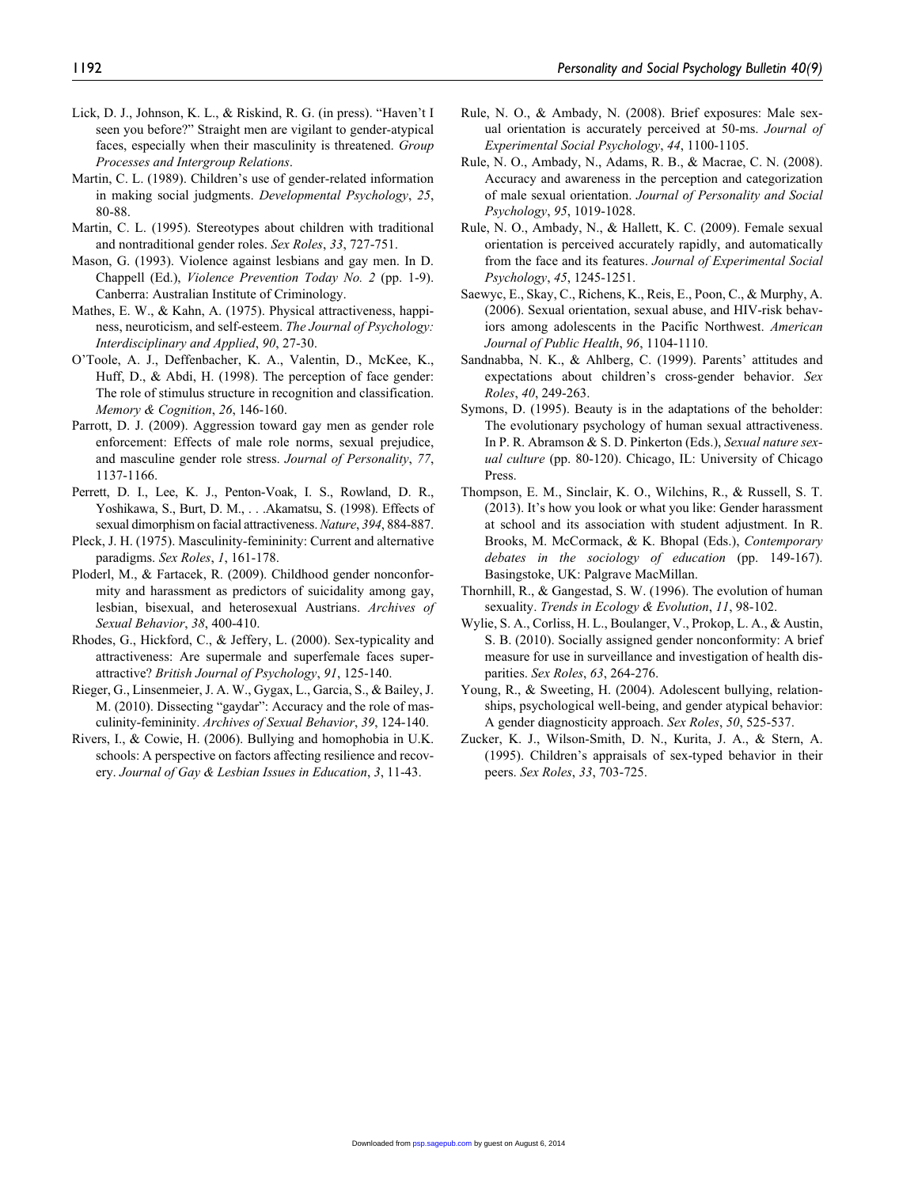Lick, D. J., Johnson, K. L., & Riskind, R. G. (in press). "Haven't I seen you before?" Straight men are vigilant to gender-atypical faces, especially when their masculinity is threatened. *Group Processes and Intergroup Relations*.

Martin, C. L. (1989). Children's use of gender-related information in making social judgments. *Developmental Psychology*, *25*, 80-88.

Martin, C. L. (1995). Stereotypes about children with traditional and nontraditional gender roles. *Sex Roles*, *33*, 727-751.

Mason, G. (1993). Violence against lesbians and gay men. In D. Chappell (Ed.), *Violence Prevention Today No. 2* (pp. 1-9). Canberra: Australian Institute of Criminology.

Mathes, E. W., & Kahn, A. (1975). Physical attractiveness, happiness, neuroticism, and self-esteem. *The Journal of Psychology: Interdisciplinary and Applied*, *90*, 27-30.

O'Toole, A. J., Deffenbacher, K. A., Valentin, D., McKee, K., Huff, D., & Abdi, H. (1998). The perception of face gender: The role of stimulus structure in recognition and classification. *Memory & Cognition*, *26*, 146-160.

Parrott, D. J. (2009). Aggression toward gay men as gender role enforcement: Effects of male role norms, sexual prejudice, and masculine gender role stress. *Journal of Personality*, *77*, 1137-1166.

Perrett, D. I., Lee, K. J., Penton-Voak, I. S., Rowland, D. R., Yoshikawa, S., Burt, D. M., . . .Akamatsu, S. (1998). Effects of sexual dimorphism on facial attractiveness. *Nature*, *394*, 884-887.

Pleck, J. H. (1975). Masculinity-femininity: Current and alternative paradigms. *Sex Roles*, *1*, 161-178.

Ploderl, M., & Fartacek, R. (2009). Childhood gender nonconformity and harassment as predictors of suicidality among gay, lesbian, bisexual, and heterosexual Austrians. *Archives of Sexual Behavior*, *38*, 400-410.

Rhodes, G., Hickford, C., & Jeffery, L. (2000). Sex-typicality and attractiveness: Are supermale and superfemale faces superattractive? *British Journal of Psychology*, *91*, 125-140.

Rieger, G., Linsenmeier, J. A. W., Gygax, L., Garcia, S., & Bailey, J. M. (2010). Dissecting "gaydar": Accuracy and the role of masculinity-femininity. *Archives of Sexual Behavior*, *39*, 124-140.

Rivers, I., & Cowie, H. (2006). Bullying and homophobia in U.K. schools: A perspective on factors affecting resilience and recovery. *Journal of Gay & Lesbian Issues in Education*, *3*, 11-43.

Rule, N. O., & Ambady, N. (2008). Brief exposures: Male sexual orientation is accurately perceived at 50-ms. *Journal of Experimental Social Psychology*, *44*, 1100-1105.

Rule, N. O., Ambady, N., Adams, R. B., & Macrae, C. N. (2008). Accuracy and awareness in the perception and categorization of male sexual orientation. *Journal of Personality and Social Psychology*, *95*, 1019-1028.

Rule, N. O., Ambady, N., & Hallett, K. C. (2009). Female sexual orientation is perceived accurately rapidly, and automatically from the face and its features. *Journal of Experimental Social Psychology*, *45*, 1245-1251.

Saewyc, E., Skay, C., Richens, K., Reis, E., Poon, C., & Murphy, A. (2006). Sexual orientation, sexual abuse, and HIV-risk behaviors among adolescents in the Pacific Northwest. *American Journal of Public Health*, *96*, 1104-1110.

Sandnabba, N. K., & Ahlberg, C. (1999). Parents' attitudes and expectations about children's cross-gender behavior. *Sex Roles*, *40*, 249-263.

Symons, D. (1995). Beauty is in the adaptations of the beholder: The evolutionary psychology of human sexual attractiveness. In P. R. Abramson & S. D. Pinkerton (Eds.), *Sexual nature sexual culture* (pp. 80-120). Chicago, IL: University of Chicago Press.

Thompson, E. M., Sinclair, K. O., Wilchins, R., & Russell, S. T. (2013). It's how you look or what you like: Gender harassment at school and its association with student adjustment. In R. Brooks, M. McCormack, & K. Bhopal (Eds.), *Contemporary debates in the sociology of education* (pp. 149-167). Basingstoke, UK: Palgrave MacMillan.

Thornhill, R., & Gangestad, S. W. (1996). The evolution of human sexuality. *Trends in Ecology & Evolution*, *11*, 98-102.

Wylie, S. A., Corliss, H. L., Boulanger, V., Prokop, L. A., & Austin, S. B. (2010). Socially assigned gender nonconformity: A brief measure for use in surveillance and investigation of health disparities. *Sex Roles*, *63*, 264-276.

Young, R., & Sweeting, H. (2004). Adolescent bullying, relationships, psychological well-being, and gender atypical behavior: A gender diagnosticity approach. *Sex Roles*, *50*, 525-537.

Zucker, K. J., Wilson-Smith, D. N., Kurita, J. A., & Stern, A. (1995). Children's appraisals of sex-typed behavior in their peers. *Sex Roles*, *33*, 703-725.